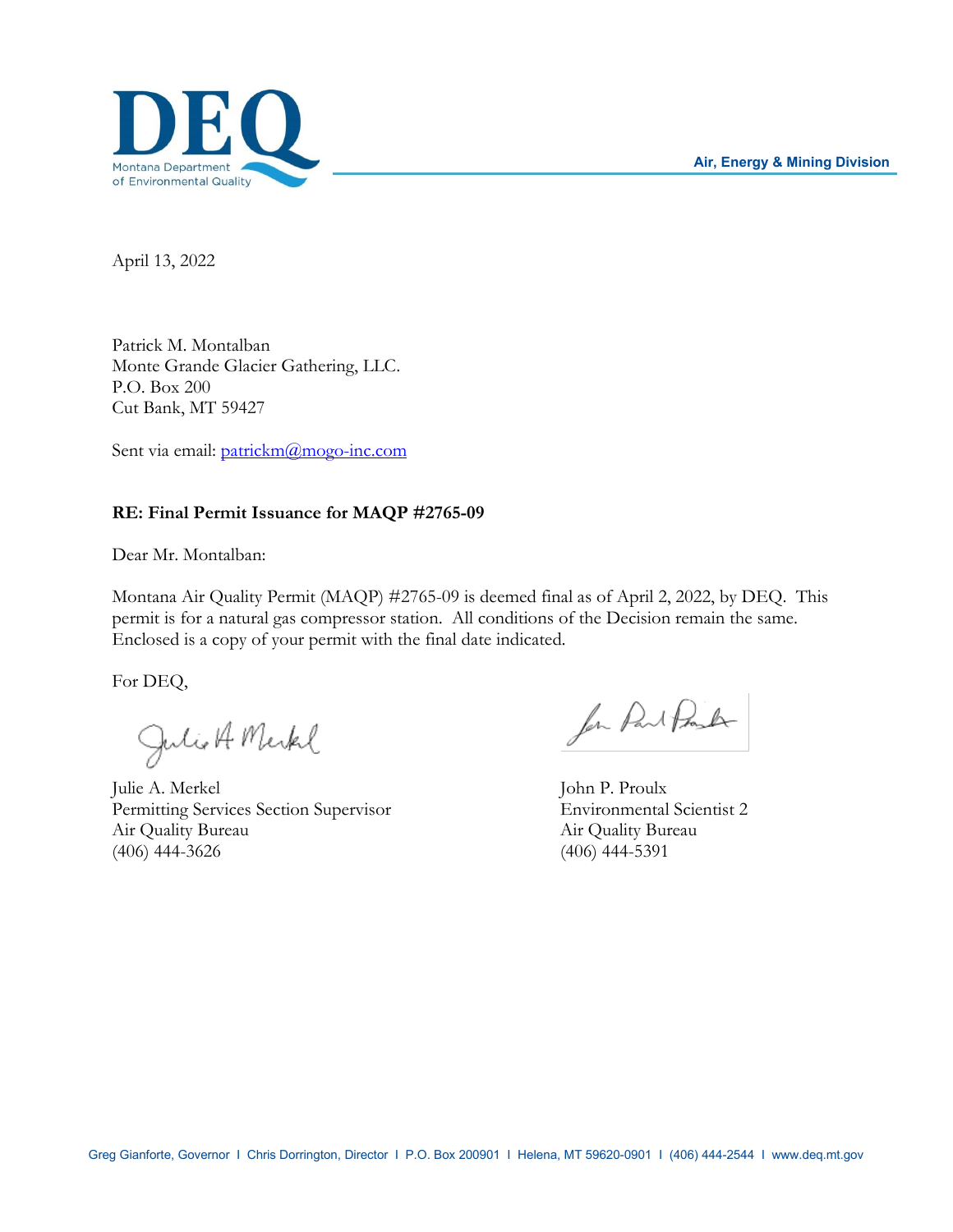DEQ

Montana Department of Environmental Quality

Air, Energy & Mining Division

April 13, 2022

Patrick M. Montalban
Monte Grande Glacier Gathering, LLC.
P.O. Box 200
Cut Bank, MT 59427

Sent via email: patrickm@mogo-inc.com

**RE: Final Permit Issuance for MAQP #2765-09**

Dear Mr. Montalban:

Montana Air Quality Permit (MAQP) #2765-09 is deemed final as of April 2, 2022, by DEQ. This permit is for a natural gas compressor station. All conditions of the Decision remain the same. Enclosed is a copy of your permit with the final date indicated.

For DEQ,

Julie A. Merkel
Permitting Services Section Supervisor
Air Quality Bureau
(406) 444-3626

John P. Proulx
Environmental Scientist 2
Air Quality Bureau
(406) 444-5391

Greg Gianforte, Governor I Chris Dorrington, Director I P.O. Box 200901 I Helena, MT 59620-0901 I (406) 444-2544 I www.deq.mt.gov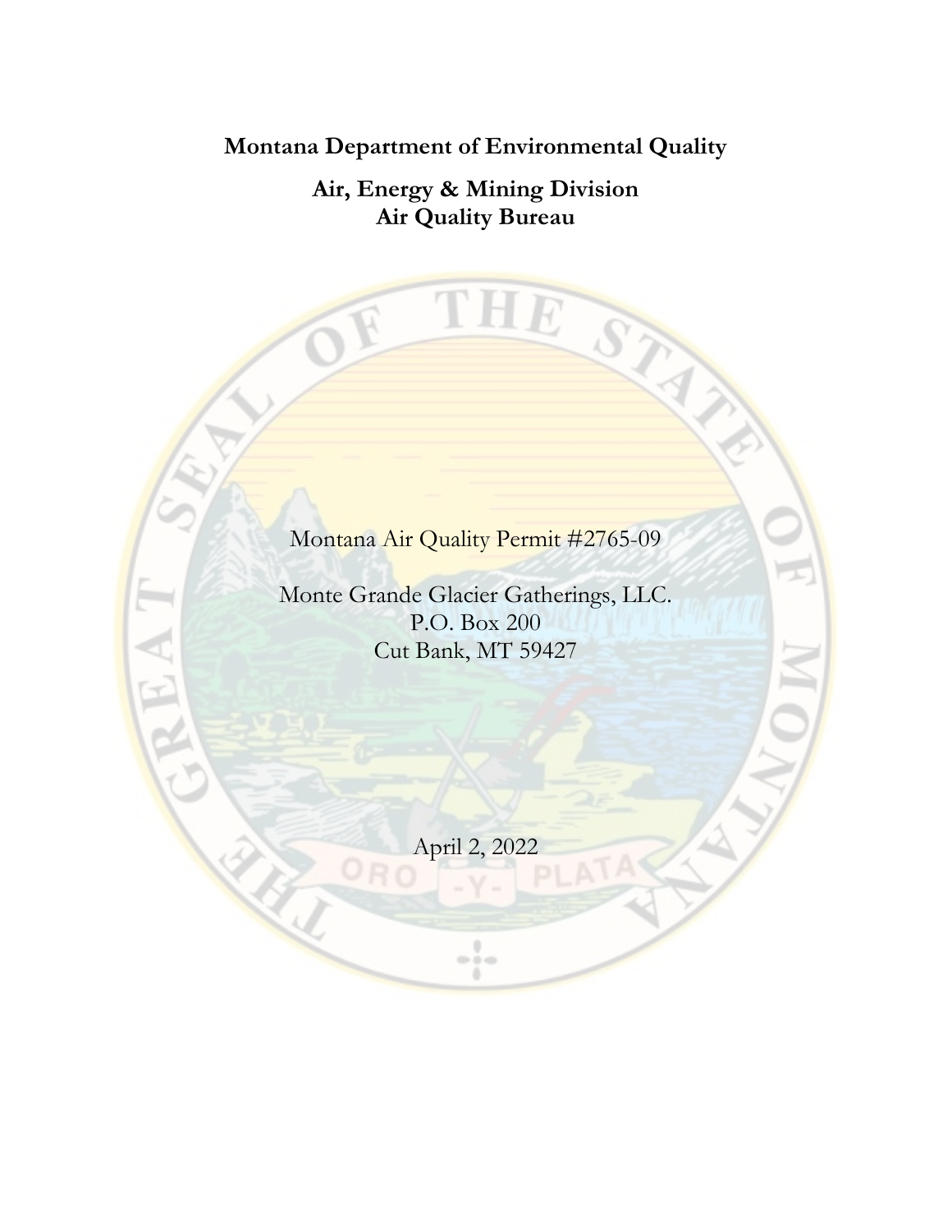**Montana Department of Environmental Quality**

**Air, Energy & Mining Division**
**Air Quality Bureau**

Montana Air Quality Permit #2765-09

Monte Grande Glacier Gatherings, LLC.
P.O. Box 200
Cut Bank, MT 59427

April 2, 2022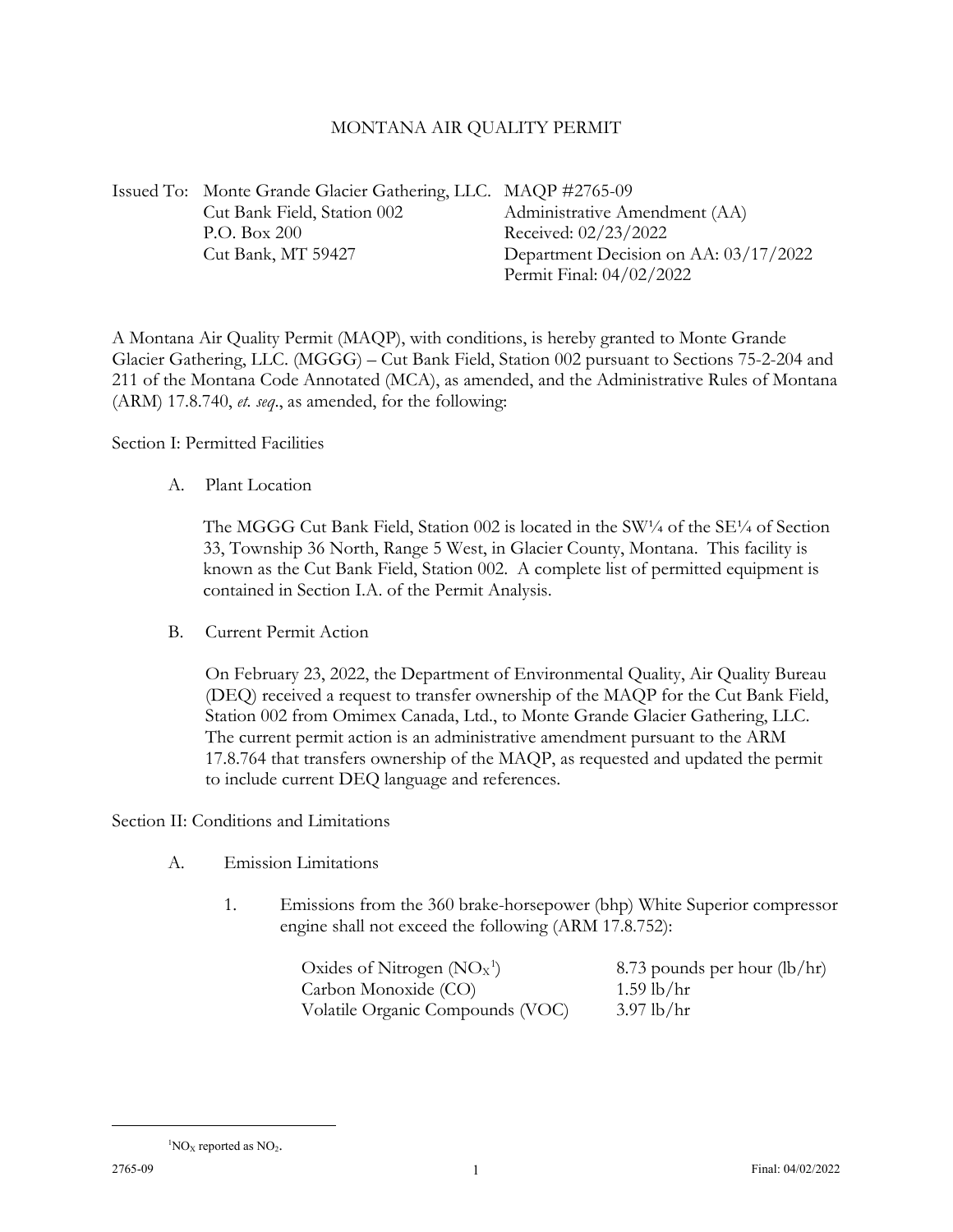# MONTANA AIR QUALITY PERMIT

| | | |
|---|---|---|
| Issued To: | Monte Grande Glacier Gathering, LLC. | MAQP #2765-09 |
| | Cut Bank Field, Station 002 | Administrative Amendment (AA) |
| | P.O. Box 200 | Received: 02/23/2022 |
| | Cut Bank, MT 59427 | Department Decision on AA: 03/17/2022 |
| | | Permit Final: 04/02/2022 |

A Montana Air Quality Permit (MAQP), with conditions, is hereby granted to Monte Grande Glacier Gathering, LLC. (MGGG) – Cut Bank Field, Station 002 pursuant to Sections 75-2-204 and 211 of the Montana Code Annotated (MCA), as amended, and the Administrative Rules of Montana (ARM) 17.8.740, *et. seq*., as amended, for the following:

Section I: Permitted Facilities

A. Plant Location

The MGGG Cut Bank Field, Station 002 is located in the SW¼ of the SE¼ of Section 33, Township 36 North, Range 5 West, in Glacier County, Montana. This facility is known as the Cut Bank Field, Station 002. A complete list of permitted equipment is contained in Section I.A. of the Permit Analysis.

B. Current Permit Action

On February 23, 2022, the Department of Environmental Quality, Air Quality Bureau (DEQ) received a request to transfer ownership of the MAQP for the Cut Bank Field, Station 002 from Omimex Canada, Ltd., to Monte Grande Glacier Gathering, LLC. The current permit action is an administrative amendment pursuant to the ARM 17.8.764 that transfers ownership of the MAQP, as requested and updated the permit to include current DEQ language and references.

Section II: Conditions and Limitations

A. Emission Limitations

1. Emissions from the 360 brake-horsepower (bhp) White Superior compressor engine shall not exceed the following (ARM 17.8.752):

| | |
|---|---|
| Oxides of Nitrogen ($NO_X$[1]) | 8.73 pounds per hour (lb/hr) |
| Carbon Monoxide (CO) | 1.59 lb/hr |
| Volatile Organic Compounds (VOC) | 3.97 lb/hr |

---

[1] $NO_X$ reported as $NO_2$.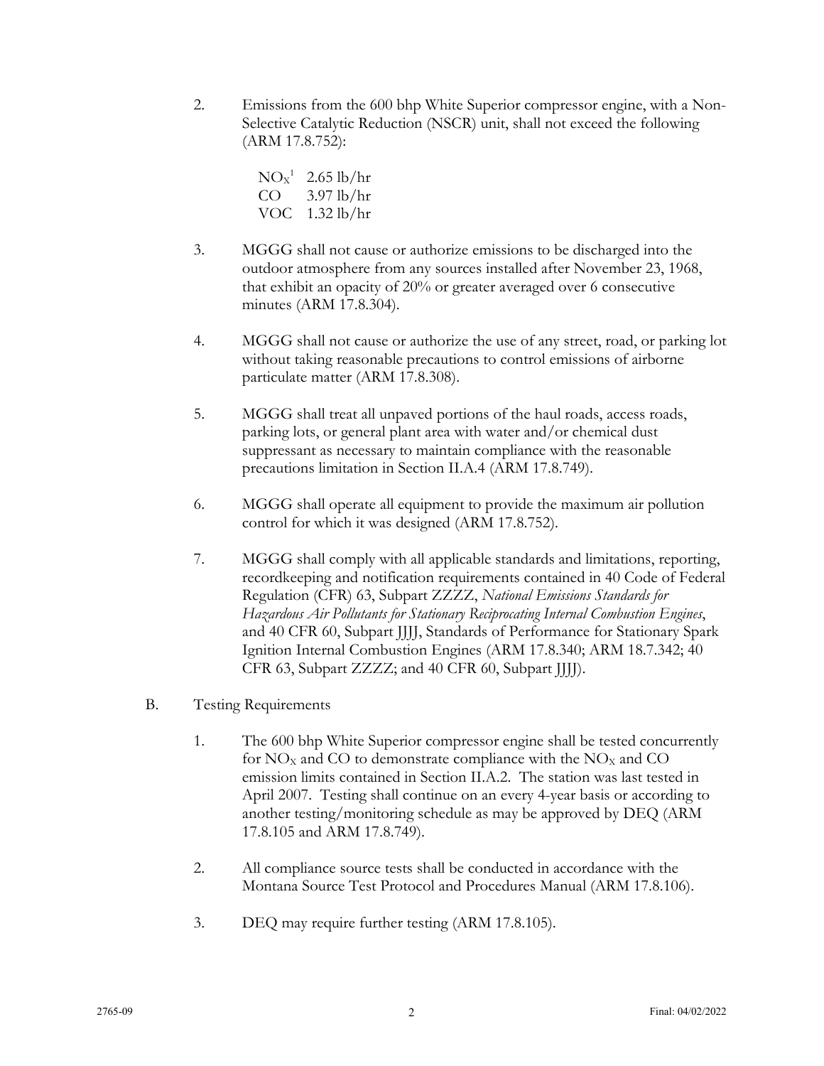2. Emissions from the 600 bhp White Superior compressor engine, with a Non-Selective Catalytic Reduction (NSCR) unit, shall not exceed the following (ARM 17.8.752):

   $NO_X$[1] 2.65 lb/hr
   CO 3.97 lb/hr
   VOC 1.32 lb/hr

3. MGGG shall not cause or authorize emissions to be discharged into the outdoor atmosphere from any sources installed after November 23, 1968, that exhibit an opacity of 20% or greater averaged over 6 consecutive minutes (ARM 17.8.304).

4. MGGG shall not cause or authorize the use of any street, road, or parking lot without taking reasonable precautions to control emissions of airborne particulate matter (ARM 17.8.308).

5. MGGG shall treat all unpaved portions of the haul roads, access roads, parking lots, or general plant area with water and/or chemical dust suppressant as necessary to maintain compliance with the reasonable precautions limitation in Section II.A.4 (ARM 17.8.749).

6. MGGG shall operate all equipment to provide the maximum air pollution control for which it was designed (ARM 17.8.752).

7. MGGG shall comply with all applicable standards and limitations, reporting, recordkeeping and notification requirements contained in 40 Code of Federal Regulation (CFR) 63, Subpart ZZZZ, *National Emissions Standards for Hazardous Air Pollutants for Stationary Reciprocating Internal Combustion Engines*, and 40 CFR 60, Subpart JJJJ, Standards of Performance for Stationary Spark Ignition Internal Combustion Engines (ARM 17.8.340; ARM 18.7.342; 40 CFR 63, Subpart ZZZZ; and 40 CFR 60, Subpart JJJJ).

B. Testing Requirements

1. The 600 bhp White Superior compressor engine shall be tested concurrently for $NO_X$ and CO to demonstrate compliance with the $NO_X$ and CO emission limits contained in Section II.A.2. The station was last tested in April 2007. Testing shall continue on an every 4-year basis or according to another testing/monitoring schedule as may be approved by DEQ (ARM 17.8.105 and ARM 17.8.749).

2. All compliance source tests shall be conducted in accordance with the Montana Source Test Protocol and Procedures Manual (ARM 17.8.106).

3. DEQ may require further testing (ARM 17.8.105).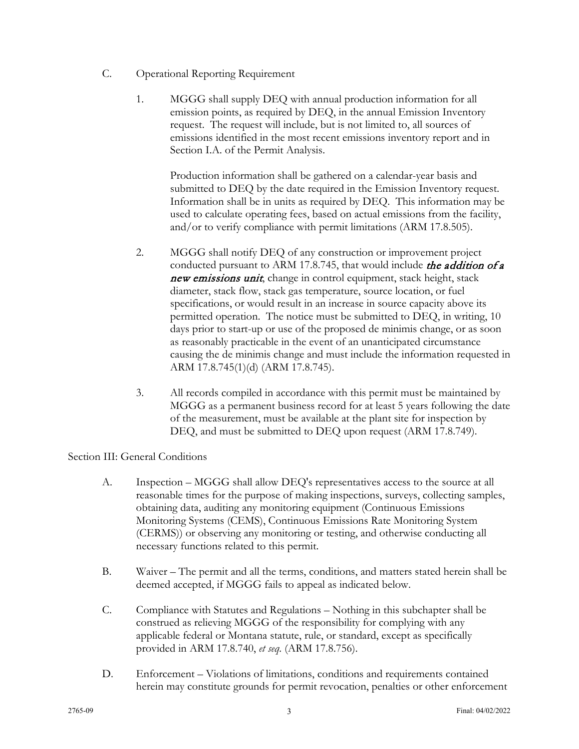C. Operational Reporting Requirement

1. MGGG shall supply DEQ with annual production information for all emission points, as required by DEQ, in the annual Emission Inventory request. The request will include, but is not limited to, all sources of emissions identified in the most recent emissions inventory report and in Section I.A. of the Permit Analysis.

   Production information shall be gathered on a calendar-year basis and submitted to DEQ by the date required in the Emission Inventory request. Information shall be in units as required by DEQ. This information may be used to calculate operating fees, based on actual emissions from the facility, and/or to verify compliance with permit limitations (ARM 17.8.505).

2. MGGG shall notify DEQ of any construction or improvement project conducted pursuant to ARM 17.8.745, that would include ***the addition of a new emissions unit***, change in control equipment, stack height, stack diameter, stack flow, stack gas temperature, source location, or fuel specifications, or would result in an increase in source capacity above its permitted operation. The notice must be submitted to DEQ, in writing, 10 days prior to start-up or use of the proposed de minimis change, or as soon as reasonably practicable in the event of an unanticipated circumstance causing the de minimis change and must include the information requested in ARM 17.8.745(1)(d) (ARM 17.8.745).

3. All records compiled in accordance with this permit must be maintained by MGGG as a permanent business record for at least 5 years following the date of the measurement, must be available at the plant site for inspection by DEQ, and must be submitted to DEQ upon request (ARM 17.8.749).

Section III: General Conditions

A. Inspection – MGGG shall allow DEQ's representatives access to the source at all reasonable times for the purpose of making inspections, surveys, collecting samples, obtaining data, auditing any monitoring equipment (Continuous Emissions Monitoring Systems (CEMS), Continuous Emissions Rate Monitoring System (CERMS)) or observing any monitoring or testing, and otherwise conducting all necessary functions related to this permit.

B. Waiver – The permit and all the terms, conditions, and matters stated herein shall be deemed accepted, if MGGG fails to appeal as indicated below.

C. Compliance with Statutes and Regulations – Nothing in this subchapter shall be construed as relieving MGGG of the responsibility for complying with any applicable federal or Montana statute, rule, or standard, except as specifically provided in ARM 17.8.740, *et seq.* (ARM 17.8.756).

D. Enforcement – Violations of limitations, conditions and requirements contained herein may constitute grounds for permit revocation, penalties or other enforcement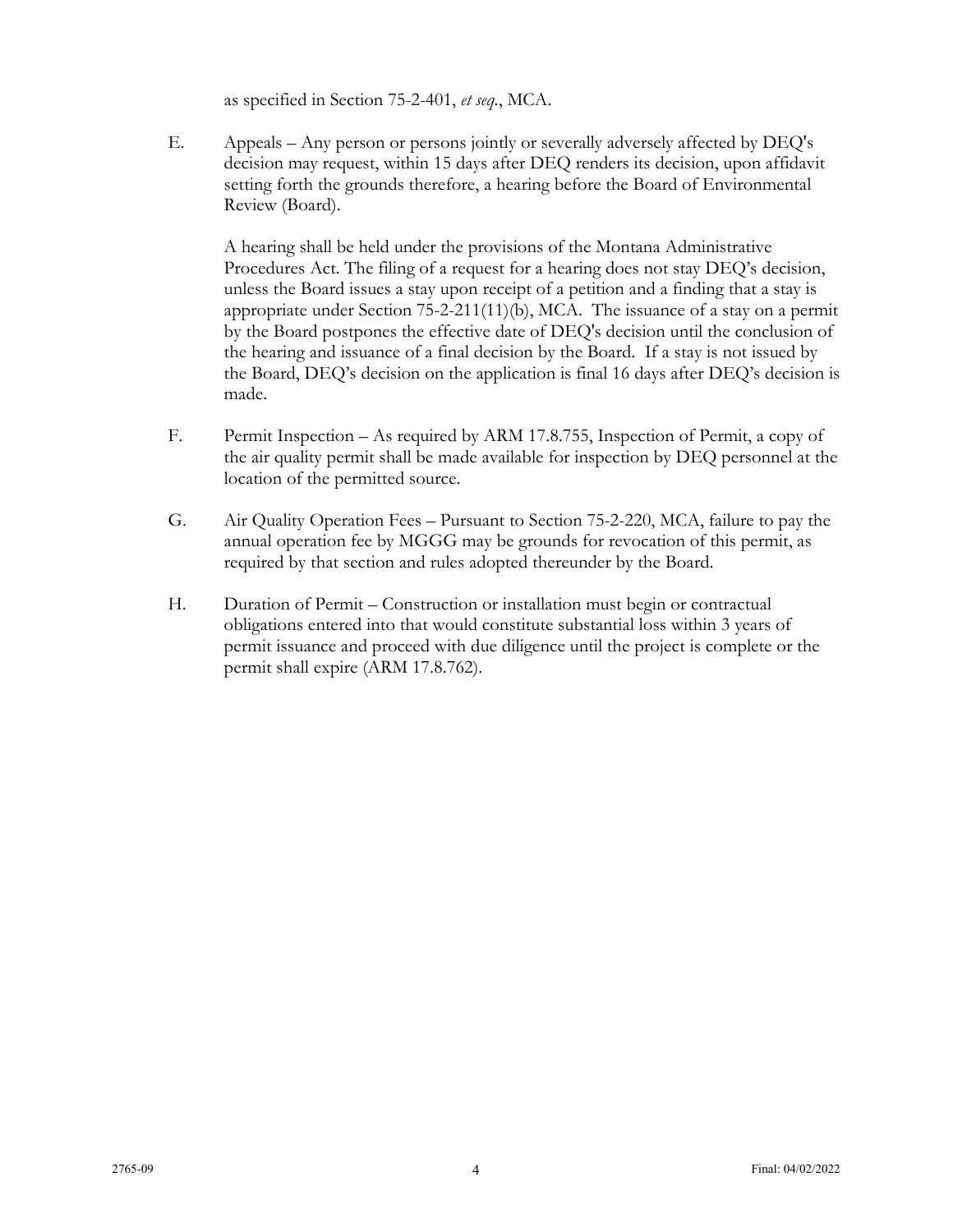as specified in Section 75-2-401, *et seq.*, MCA.

E. Appeals – Any person or persons jointly or severally adversely affected by DEQ's decision may request, within 15 days after DEQ renders its decision, upon affidavit setting forth the grounds therefore, a hearing before the Board of Environmental Review (Board).

   A hearing shall be held under the provisions of the Montana Administrative Procedures Act. The filing of a request for a hearing does not stay DEQ's decision, unless the Board issues a stay upon receipt of a petition and a finding that a stay is appropriate under Section 75-2-211(11)(b), MCA. The issuance of a stay on a permit by the Board postpones the effective date of DEQ's decision until the conclusion of the hearing and issuance of a final decision by the Board. If a stay is not issued by the Board, DEQ's decision on the application is final 16 days after DEQ's decision is made.

F. Permit Inspection – As required by ARM 17.8.755, Inspection of Permit, a copy of the air quality permit shall be made available for inspection by DEQ personnel at the location of the permitted source.

G. Air Quality Operation Fees – Pursuant to Section 75-2-220, MCA, failure to pay the annual operation fee by MGGG may be grounds for revocation of this permit, as required by that section and rules adopted thereunder by the Board.

H. Duration of Permit – Construction or installation must begin or contractual obligations entered into that would constitute substantial loss within 3 years of permit issuance and proceed with due diligence until the project is complete or the permit shall expire (ARM 17.8.762).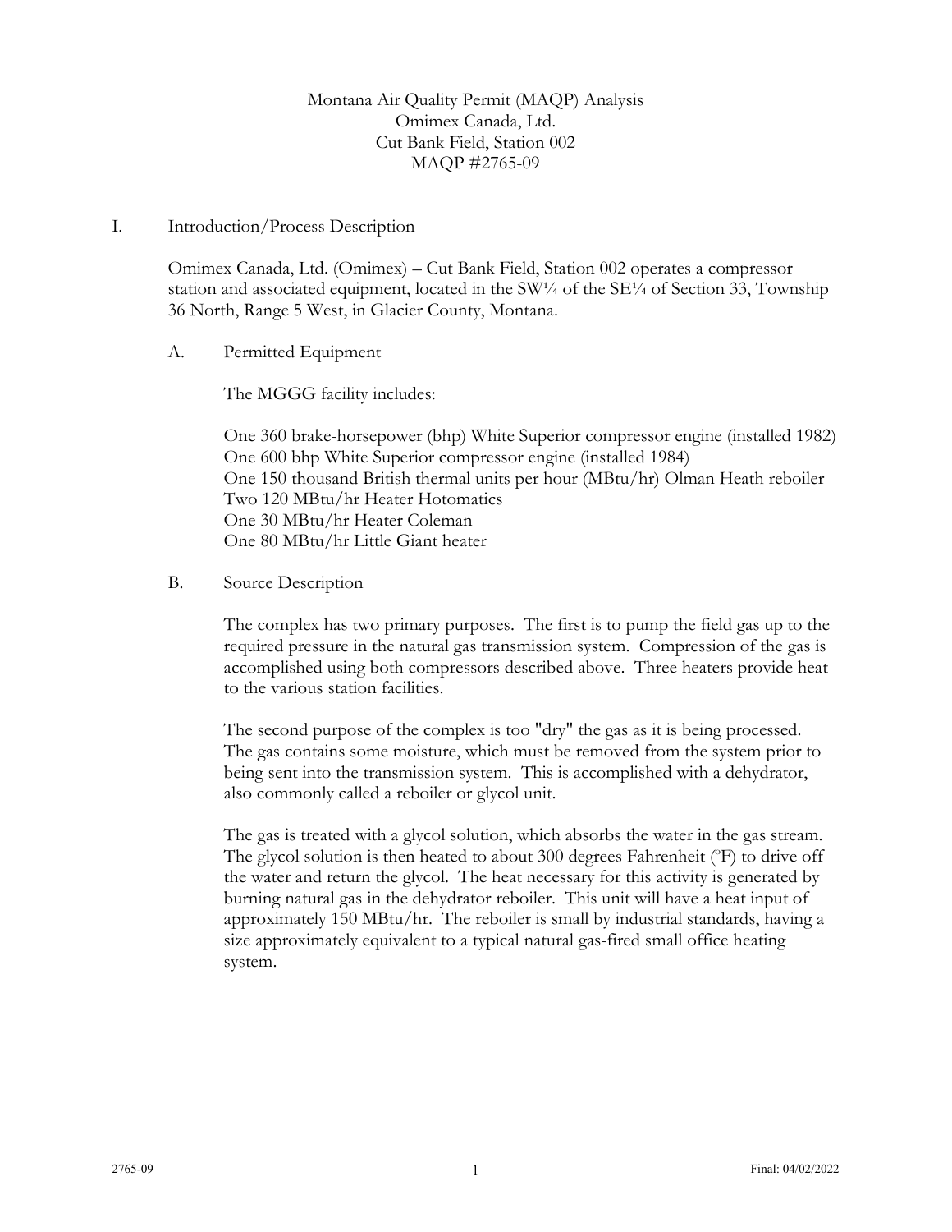Montana Air Quality Permit (MAQP) Analysis
Omimex Canada, Ltd.
Cut Bank Field, Station 002
MAQP #2765-09

## I. Introduction/Process Description

Omimex Canada, Ltd. (Omimex) – Cut Bank Field, Station 002 operates a compressor station and associated equipment, located in the SW¼ of the SE¼ of Section 33, Township 36 North, Range 5 West, in Glacier County, Montana.

### A. Permitted Equipment

The MGGG facility includes:

One 360 brake-horsepower (bhp) White Superior compressor engine (installed 1982)
One 600 bhp White Superior compressor engine (installed 1984)
One 150 thousand British thermal units per hour (MBtu/hr) Olman Heath reboiler
Two 120 MBtu/hr Heater Hotomatics
One 30 MBtu/hr Heater Coleman
One 80 MBtu/hr Little Giant heater

### B. Source Description

The complex has two primary purposes. The first is to pump the field gas up to the required pressure in the natural gas transmission system. Compression of the gas is accomplished using both compressors described above. Three heaters provide heat to the various station facilities.

The second purpose of the complex is too "dry" the gas as it is being processed. The gas contains some moisture, which must be removed from the system prior to being sent into the transmission system. This is accomplished with a dehydrator, also commonly called a reboiler or glycol unit.

The gas is treated with a glycol solution, which absorbs the water in the gas stream. The glycol solution is then heated to about 300 degrees Fahrenheit (ºF) to drive off the water and return the glycol. The heat necessary for this activity is generated by burning natural gas in the dehydrator reboiler. This unit will have a heat input of approximately 150 MBtu/hr. The reboiler is small by industrial standards, having a size approximately equivalent to a typical natural gas-fired small office heating system.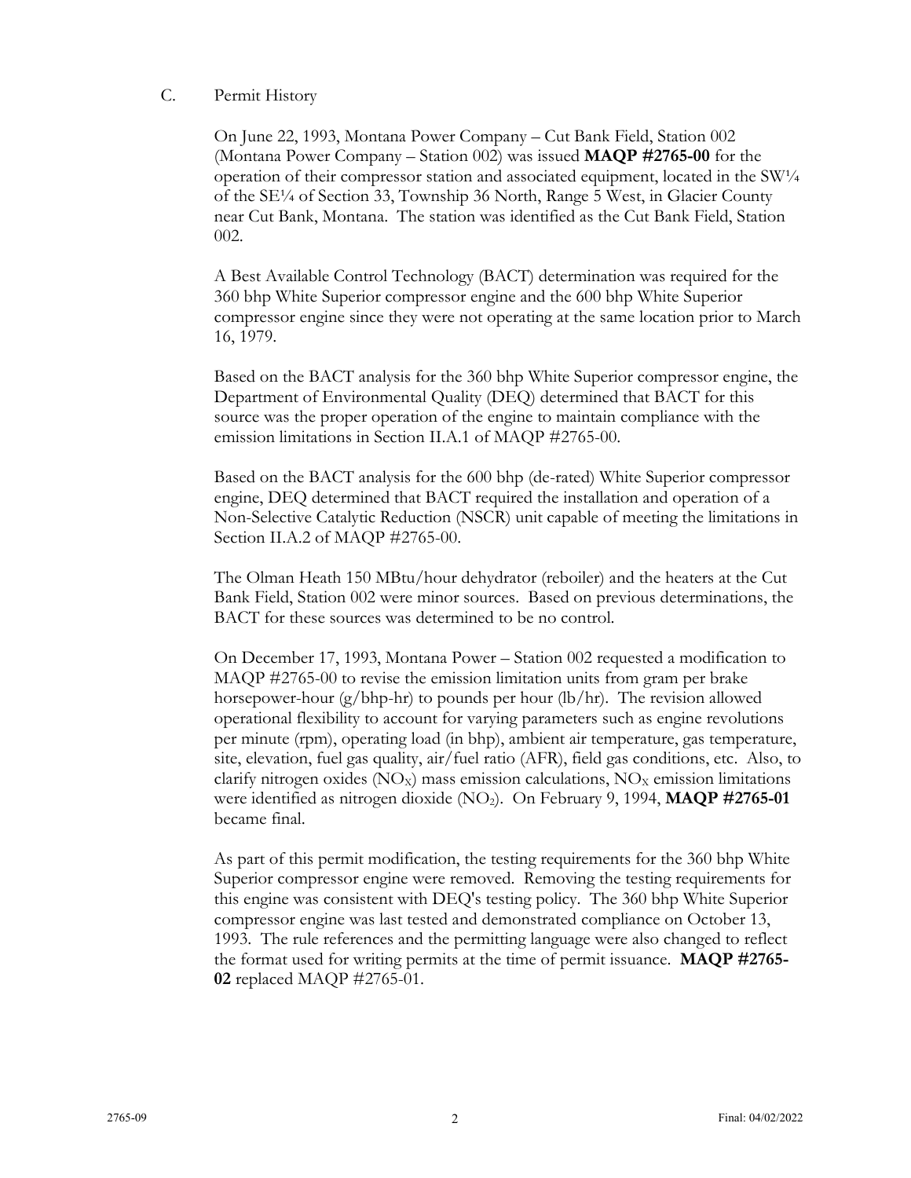### C. Permit History

On June 22, 1993, Montana Power Company – Cut Bank Field, Station 002 (Montana Power Company – Station 002) was issued **MAQP #2765-00** for the operation of their compressor station and associated equipment, located in the SW¼ of the SE¼ of Section 33, Township 36 North, Range 5 West, in Glacier County near Cut Bank, Montana. The station was identified as the Cut Bank Field, Station 002.

A Best Available Control Technology (BACT) determination was required for the 360 bhp White Superior compressor engine and the 600 bhp White Superior compressor engine since they were not operating at the same location prior to March 16, 1979.

Based on the BACT analysis for the 360 bhp White Superior compressor engine, the Department of Environmental Quality (DEQ) determined that BACT for this source was the proper operation of the engine to maintain compliance with the emission limitations in Section II.A.1 of MAQP #2765-00.

Based on the BACT analysis for the 600 bhp (de-rated) White Superior compressor engine, DEQ determined that BACT required the installation and operation of a Non-Selective Catalytic Reduction (NSCR) unit capable of meeting the limitations in Section II.A.2 of MAQP #2765-00.

The Olman Heath 150 MBtu/hour dehydrator (reboiler) and the heaters at the Cut Bank Field, Station 002 were minor sources. Based on previous determinations, the BACT for these sources was determined to be no control.

On December 17, 1993, Montana Power – Station 002 requested a modification to MAQP #2765-00 to revise the emission limitation units from gram per brake horsepower-hour (g/bhp-hr) to pounds per hour (lb/hr). The revision allowed operational flexibility to account for varying parameters such as engine revolutions per minute (rpm), operating load (in bhp), ambient air temperature, gas temperature, site, elevation, fuel gas quality, air/fuel ratio (AFR), field gas conditions, etc. Also, to clarify nitrogen oxides ($NO_X$) mass emission calculations, $NO_X$ emission limitations were identified as nitrogen dioxide ($NO_2$). On February 9, 1994, **MAQP #2765-01** became final.

As part of this permit modification, the testing requirements for the 360 bhp White Superior compressor engine were removed. Removing the testing requirements for this engine was consistent with DEQ's testing policy. The 360 bhp White Superior compressor engine was last tested and demonstrated compliance on October 13, 1993. The rule references and the permitting language were also changed to reflect the format used for writing permits at the time of permit issuance. **MAQP #2765-02** replaced MAQP #2765-01.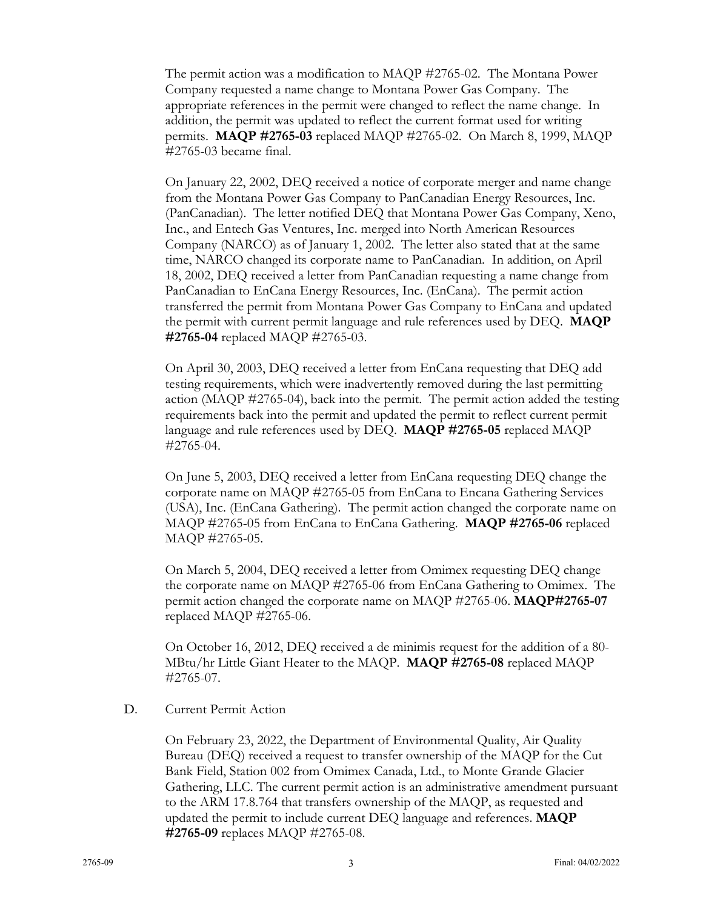The permit action was a modification to MAQP #2765-02. The Montana Power Company requested a name change to Montana Power Gas Company. The appropriate references in the permit were changed to reflect the name change. In addition, the permit was updated to reflect the current format used for writing permits. **MAQP #2765-03** replaced MAQP #2765-02. On March 8, 1999, MAQP #2765-03 became final.

On January 22, 2002, DEQ received a notice of corporate merger and name change from the Montana Power Gas Company to PanCanadian Energy Resources, Inc. (PanCanadian). The letter notified DEQ that Montana Power Gas Company, Xeno, Inc., and Entech Gas Ventures, Inc. merged into North American Resources Company (NARCO) as of January 1, 2002. The letter also stated that at the same time, NARCO changed its corporate name to PanCanadian. In addition, on April 18, 2002, DEQ received a letter from PanCanadian requesting a name change from PanCanadian to EnCana Energy Resources, Inc. (EnCana). The permit action transferred the permit from Montana Power Gas Company to EnCana and updated the permit with current permit language and rule references used by DEQ. **MAQP #2765-04** replaced MAQP #2765-03.

On April 30, 2003, DEQ received a letter from EnCana requesting that DEQ add testing requirements, which were inadvertently removed during the last permitting action (MAQP #2765-04), back into the permit. The permit action added the testing requirements back into the permit and updated the permit to reflect current permit language and rule references used by DEQ. **MAQP #2765-05** replaced MAQP #2765-04.

On June 5, 2003, DEQ received a letter from EnCana requesting DEQ change the corporate name on MAQP #2765-05 from EnCana to Encana Gathering Services (USA), Inc. (EnCana Gathering). The permit action changed the corporate name on MAQP #2765-05 from EnCana to EnCana Gathering. **MAQP #2765-06** replaced MAQP #2765-05.

On March 5, 2004, DEQ received a letter from Omimex requesting DEQ change the corporate name on MAQP #2765-06 from EnCana Gathering to Omimex. The permit action changed the corporate name on MAQP #2765-06. **MAQP#2765-07** replaced MAQP #2765-06.

On October 16, 2012, DEQ received a de minimis request for the addition of a 80-MBtu/hr Little Giant Heater to the MAQP. **MAQP #2765-08** replaced MAQP #2765-07.

D. Current Permit Action

On February 23, 2022, the Department of Environmental Quality, Air Quality Bureau (DEQ) received a request to transfer ownership of the MAQP for the Cut Bank Field, Station 002 from Omimex Canada, Ltd., to Monte Grande Glacier Gathering, LLC. The current permit action is an administrative amendment pursuant to the ARM 17.8.764 that transfers ownership of the MAQP, as requested and updated the permit to include current DEQ language and references. **MAQP #2765-09** replaces MAQP #2765-08.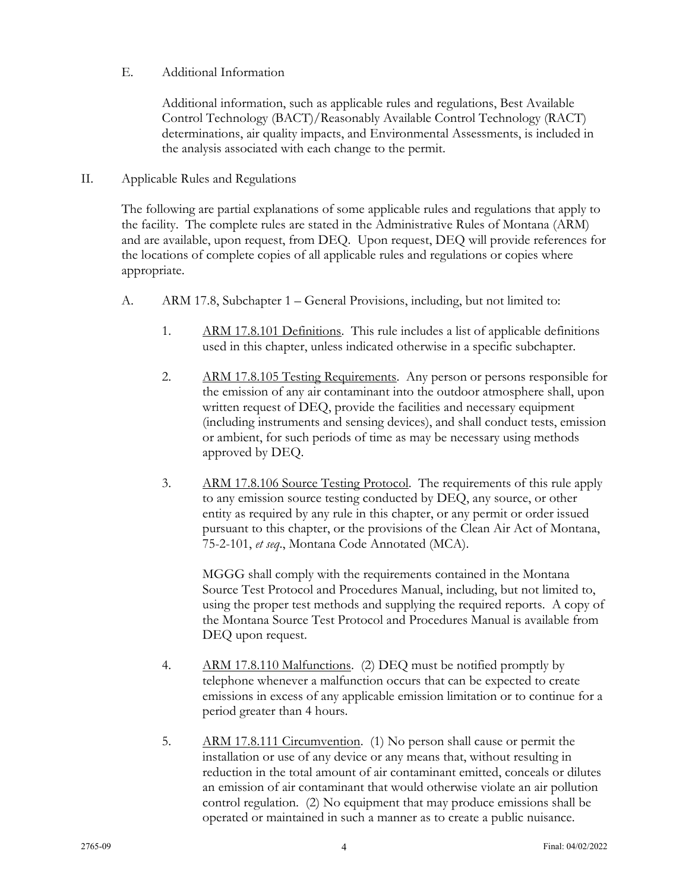E. Additional Information

Additional information, such as applicable rules and regulations, Best Available Control Technology (BACT)/Reasonably Available Control Technology (RACT) determinations, air quality impacts, and Environmental Assessments, is included in the analysis associated with each change to the permit.

II. Applicable Rules and Regulations

The following are partial explanations of some applicable rules and regulations that apply to the facility. The complete rules are stated in the Administrative Rules of Montana (ARM) and are available, upon request, from DEQ. Upon request, DEQ will provide references for the locations of complete copies of all applicable rules and regulations or copies where appropriate.

A. ARM 17.8, Subchapter 1 – General Provisions, including, but not limited to:

1. ARM 17.8.101 Definitions. This rule includes a list of applicable definitions used in this chapter, unless indicated otherwise in a specific subchapter.

2. ARM 17.8.105 Testing Requirements. Any person or persons responsible for the emission of any air contaminant into the outdoor atmosphere shall, upon written request of DEQ, provide the facilities and necessary equipment (including instruments and sensing devices), and shall conduct tests, emission or ambient, for such periods of time as may be necessary using methods approved by DEQ.

3. ARM 17.8.106 Source Testing Protocol. The requirements of this rule apply to any emission source testing conducted by DEQ, any source, or other entity as required by any rule in this chapter, or any permit or order issued pursuant to this chapter, or the provisions of the Clean Air Act of Montana, 75-2-101, *et seq*., Montana Code Annotated (MCA).

   MGGG shall comply with the requirements contained in the Montana Source Test Protocol and Procedures Manual, including, but not limited to, using the proper test methods and supplying the required reports. A copy of the Montana Source Test Protocol and Procedures Manual is available from DEQ upon request.

4. ARM 17.8.110 Malfunctions. (2) DEQ must be notified promptly by telephone whenever a malfunction occurs that can be expected to create emissions in excess of any applicable emission limitation or to continue for a period greater than 4 hours.

5. ARM 17.8.111 Circumvention. (1) No person shall cause or permit the installation or use of any device or any means that, without resulting in reduction in the total amount of air contaminant emitted, conceals or dilutes an emission of air contaminant that would otherwise violate an air pollution control regulation. (2) No equipment that may produce emissions shall be operated or maintained in such a manner as to create a public nuisance.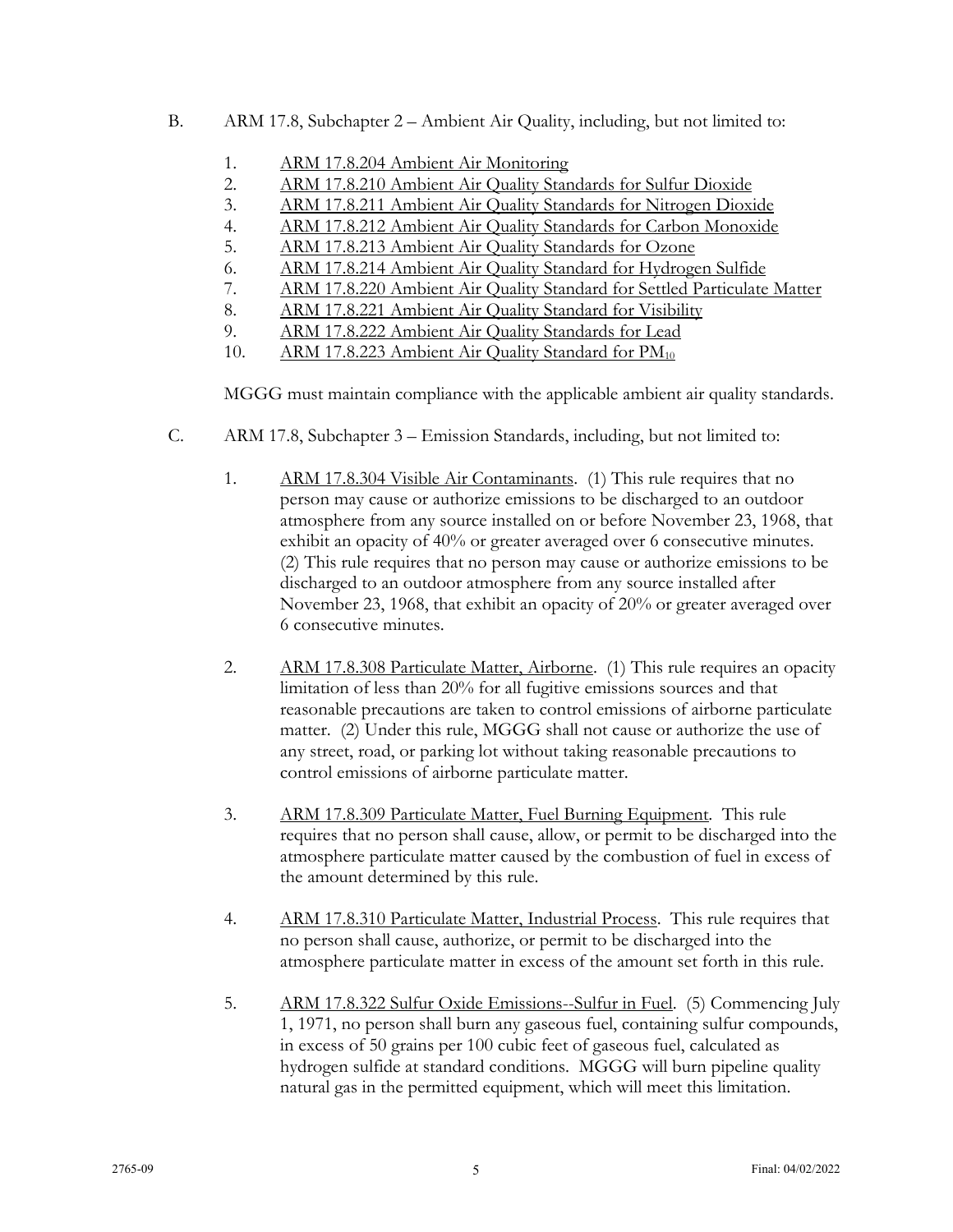B. ARM 17.8, Subchapter 2 – Ambient Air Quality, including, but not limited to:

   1. ARM 17.8.204 Ambient Air Monitoring
   2. ARM 17.8.210 Ambient Air Quality Standards for Sulfur Dioxide
   3. ARM 17.8.211 Ambient Air Quality Standards for Nitrogen Dioxide
   4. ARM 17.8.212 Ambient Air Quality Standards for Carbon Monoxide
   5. ARM 17.8.213 Ambient Air Quality Standards for Ozone
   6. ARM 17.8.214 Ambient Air Quality Standard for Hydrogen Sulfide
   7. ARM 17.8.220 Ambient Air Quality Standard for Settled Particulate Matter
   8. ARM 17.8.221 Ambient Air Quality Standard for Visibility
   9. ARM 17.8.222 Ambient Air Quality Standards for Lead
   10. ARM 17.8.223 Ambient Air Quality Standard for $PM_{10}$

   MGGG must maintain compliance with the applicable ambient air quality standards.

C. ARM 17.8, Subchapter 3 – Emission Standards, including, but not limited to:

   1. ARM 17.8.304 Visible Air Contaminants. (1) This rule requires that no person may cause or authorize emissions to be discharged to an outdoor atmosphere from any source installed on or before November 23, 1968, that exhibit an opacity of 40% or greater averaged over 6 consecutive minutes. (2) This rule requires that no person may cause or authorize emissions to be discharged to an outdoor atmosphere from any source installed after November 23, 1968, that exhibit an opacity of 20% or greater averaged over 6 consecutive minutes.

   2. ARM 17.8.308 Particulate Matter, Airborne. (1) This rule requires an opacity limitation of less than 20% for all fugitive emissions sources and that reasonable precautions are taken to control emissions of airborne particulate matter. (2) Under this rule, MGGG shall not cause or authorize the use of any street, road, or parking lot without taking reasonable precautions to control emissions of airborne particulate matter.

   3. ARM 17.8.309 Particulate Matter, Fuel Burning Equipment. This rule requires that no person shall cause, allow, or permit to be discharged into the atmosphere particulate matter caused by the combustion of fuel in excess of the amount determined by this rule.

   4. ARM 17.8.310 Particulate Matter, Industrial Process. This rule requires that no person shall cause, authorize, or permit to be discharged into the atmosphere particulate matter in excess of the amount set forth in this rule.

   5. ARM 17.8.322 Sulfur Oxide Emissions--Sulfur in Fuel. (5) Commencing July 1, 1971, no person shall burn any gaseous fuel, containing sulfur compounds, in excess of 50 grains per 100 cubic feet of gaseous fuel, calculated as hydrogen sulfide at standard conditions. MGGG will burn pipeline quality natural gas in the permitted equipment, which will meet this limitation.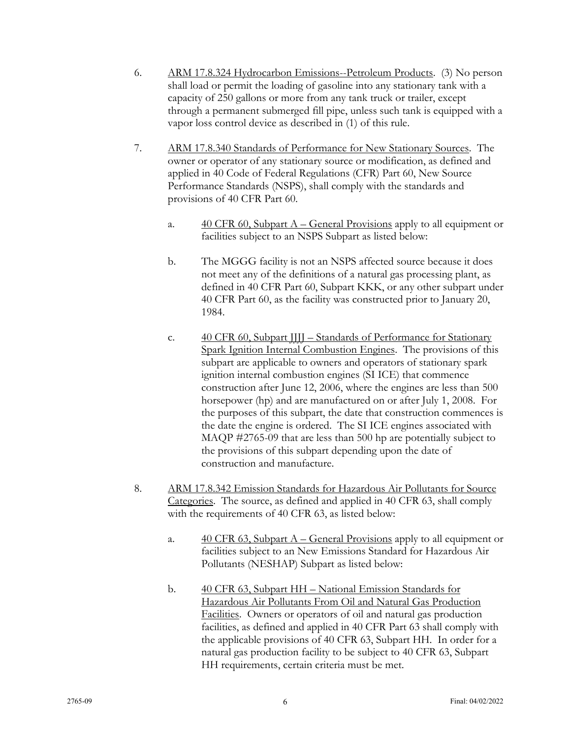6. ARM 17.8.324 Hydrocarbon Emissions--Petroleum Products. (3) No person shall load or permit the loading of gasoline into any stationary tank with a capacity of 250 gallons or more from any tank truck or trailer, except through a permanent submerged fill pipe, unless such tank is equipped with a vapor loss control device as described in (1) of this rule.

7. ARM 17.8.340 Standards of Performance for New Stationary Sources. The owner or operator of any stationary source or modification, as defined and applied in 40 Code of Federal Regulations (CFR) Part 60, New Source Performance Standards (NSPS), shall comply with the standards and provisions of 40 CFR Part 60.

   a. 40 CFR 60, Subpart A – General Provisions apply to all equipment or facilities subject to an NSPS Subpart as listed below:

   b. The MGGG facility is not an NSPS affected source because it does not meet any of the definitions of a natural gas processing plant, as defined in 40 CFR Part 60, Subpart KKK, or any other subpart under 40 CFR Part 60, as the facility was constructed prior to January 20, 1984.

   c. 40 CFR 60, Subpart JJJJ – Standards of Performance for Stationary Spark Ignition Internal Combustion Engines. The provisions of this subpart are applicable to owners and operators of stationary spark ignition internal combustion engines (SI ICE) that commence construction after June 12, 2006, where the engines are less than 500 horsepower (hp) and are manufactured on or after July 1, 2008. For the purposes of this subpart, the date that construction commences is the date the engine is ordered. The SI ICE engines associated with MAQP #2765-09 that are less than 500 hp are potentially subject to the provisions of this subpart depending upon the date of construction and manufacture.

8. ARM 17.8.342 Emission Standards for Hazardous Air Pollutants for Source Categories. The source, as defined and applied in 40 CFR 63, shall comply with the requirements of 40 CFR 63, as listed below:

   a. 40 CFR 63, Subpart A – General Provisions apply to all equipment or facilities subject to an New Emissions Standard for Hazardous Air Pollutants (NESHAP) Subpart as listed below:

   b. 40 CFR 63, Subpart HH – National Emission Standards for Hazardous Air Pollutants From Oil and Natural Gas Production Facilities. Owners or operators of oil and natural gas production facilities, as defined and applied in 40 CFR Part 63 shall comply with the applicable provisions of 40 CFR 63, Subpart HH. In order for a natural gas production facility to be subject to 40 CFR 63, Subpart HH requirements, certain criteria must be met.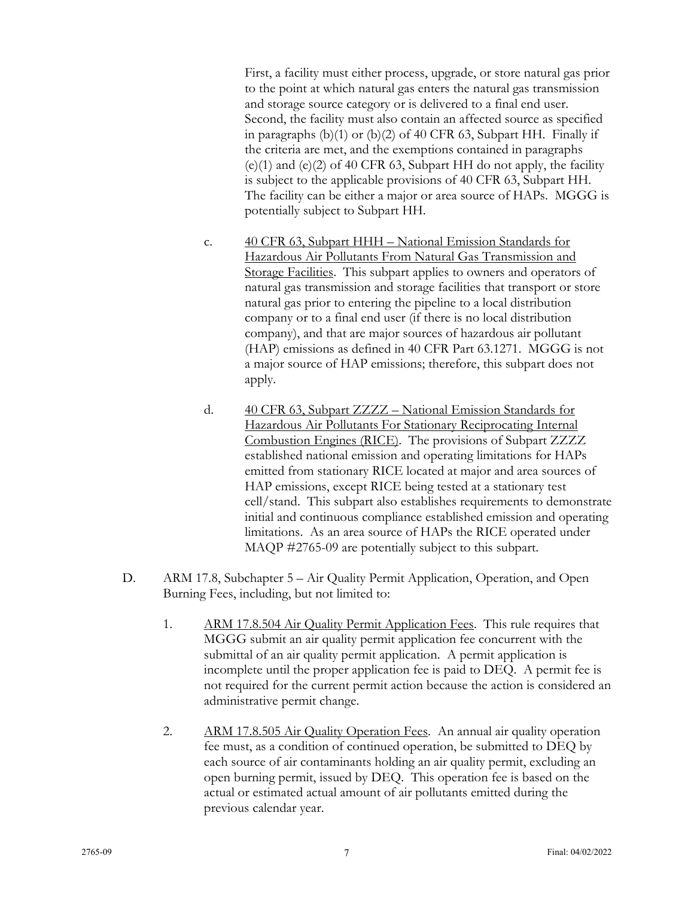First, a facility must either process, upgrade, or store natural gas prior to the point at which natural gas enters the natural gas transmission and storage source category or is delivered to a final end user. Second, the facility must also contain an affected source as specified in paragraphs (b)(1) or (b)(2) of 40 CFR 63, Subpart HH. Finally if the criteria are met, and the exemptions contained in paragraphs (e)(1) and (e)(2) of 40 CFR 63, Subpart HH do not apply, the facility is subject to the applicable provisions of 40 CFR 63, Subpart HH. The facility can be either a major or area source of HAPs. MGGG is potentially subject to Subpart HH.

c. <u>40 CFR 63, Subpart HHH – National Emission Standards for Hazardous Air Pollutants From Natural Gas Transmission and Storage Facilities</u>. This subpart applies to owners and operators of natural gas transmission and storage facilities that transport or store natural gas prior to entering the pipeline to a local distribution company or to a final end user (if there is no local distribution company), and that are major sources of hazardous air pollutant (HAP) emissions as defined in 40 CFR Part 63.1271. MGGG is not a major source of HAP emissions; therefore, this subpart does not apply.

d. <u>40 CFR 63, Subpart ZZZZ – National Emission Standards for Hazardous Air Pollutants For Stationary Reciprocating Internal Combustion Engines (RICE)</u>. The provisions of Subpart ZZZZ established national emission and operating limitations for HAPs emitted from stationary RICE located at major and area sources of HAP emissions, except RICE being tested at a stationary test cell/stand. This subpart also establishes requirements to demonstrate initial and continuous compliance established emission and operating limitations. As an area source of HAPs the RICE operated under MAQP #2765-09 are potentially subject to this subpart.

D. ARM 17.8, Subchapter 5 – Air Quality Permit Application, Operation, and Open Burning Fees, including, but not limited to:

1. <u>ARM 17.8.504 Air Quality Permit Application Fees</u>. This rule requires that MGGG submit an air quality permit application fee concurrent with the submittal of an air quality permit application. A permit application is incomplete until the proper application fee is paid to DEQ. A permit fee is not required for the current permit action because the action is considered an administrative permit change.

2. <u>ARM 17.8.505 Air Quality Operation Fees</u>. An annual air quality operation fee must, as a condition of continued operation, be submitted to DEQ by each source of air contaminants holding an air quality permit, excluding an open burning permit, issued by DEQ. This operation fee is based on the actual or estimated actual amount of air pollutants emitted during the previous calendar year.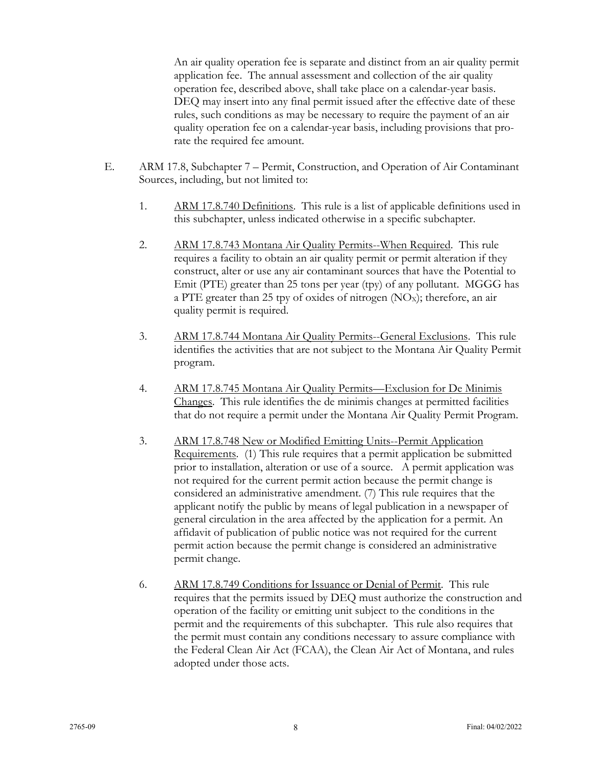An air quality operation fee is separate and distinct from an air quality permit application fee. The annual assessment and collection of the air quality operation fee, described above, shall take place on a calendar-year basis. DEQ may insert into any final permit issued after the effective date of these rules, such conditions as may be necessary to require the payment of an air quality operation fee on a calendar-year basis, including provisions that pro-rate the required fee amount.

E. ARM 17.8, Subchapter 7 – Permit, Construction, and Operation of Air Contaminant Sources, including, but not limited to:

1. ARM 17.8.740 Definitions. This rule is a list of applicable definitions used in this subchapter, unless indicated otherwise in a specific subchapter.

2. ARM 17.8.743 Montana Air Quality Permits--When Required. This rule requires a facility to obtain an air quality permit or permit alteration if they construct, alter or use any air contaminant sources that have the Potential to Emit (PTE) greater than 25 tons per year (tpy) of any pollutant. MGGG has a PTE greater than 25 tpy of oxides of nitrogen ($NO_X$); therefore, an air quality permit is required.

3. ARM 17.8.744 Montana Air Quality Permits--General Exclusions. This rule identifies the activities that are not subject to the Montana Air Quality Permit program.

4. ARM 17.8.745 Montana Air Quality Permits—Exclusion for De Minimis Changes. This rule identifies the de minimis changes at permitted facilities that do not require a permit under the Montana Air Quality Permit Program.

3. ARM 17.8.748 New or Modified Emitting Units--Permit Application Requirements. (1) This rule requires that a permit application be submitted prior to installation, alteration or use of a source. A permit application was not required for the current permit action because the permit change is considered an administrative amendment. (7) This rule requires that the applicant notify the public by means of legal publication in a newspaper of general circulation in the area affected by the application for a permit. An affidavit of publication of public notice was not required for the current permit action because the permit change is considered an administrative permit change.

6. ARM 17.8.749 Conditions for Issuance or Denial of Permit. This rule requires that the permits issued by DEQ must authorize the construction and operation of the facility or emitting unit subject to the conditions in the permit and the requirements of this subchapter. This rule also requires that the permit must contain any conditions necessary to assure compliance with the Federal Clean Air Act (FCAA), the Clean Air Act of Montana, and rules adopted under those acts.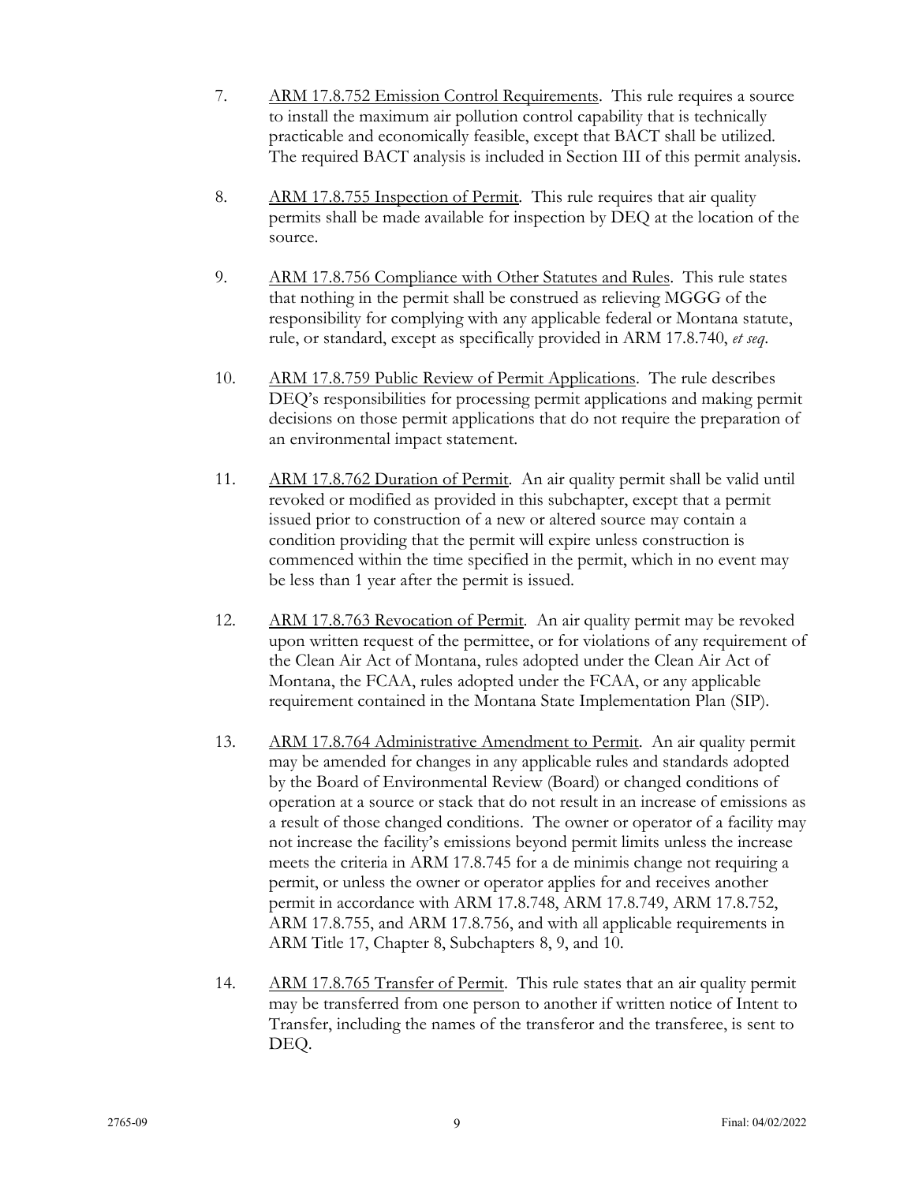7. ARM 17.8.752 Emission Control Requirements. This rule requires a source to install the maximum air pollution control capability that is technically practicable and economically feasible, except that BACT shall be utilized. The required BACT analysis is included in Section III of this permit analysis.

8. ARM 17.8.755 Inspection of Permit. This rule requires that air quality permits shall be made available for inspection by DEQ at the location of the source.

9. ARM 17.8.756 Compliance with Other Statutes and Rules. This rule states that nothing in the permit shall be construed as relieving MGGG of the responsibility for complying with any applicable federal or Montana statute, rule, or standard, except as specifically provided in ARM 17.8.740, *et seq*.

10. ARM 17.8.759 Public Review of Permit Applications. The rule describes DEQ's responsibilities for processing permit applications and making permit decisions on those permit applications that do not require the preparation of an environmental impact statement.

11. ARM 17.8.762 Duration of Permit. An air quality permit shall be valid until revoked or modified as provided in this subchapter, except that a permit issued prior to construction of a new or altered source may contain a condition providing that the permit will expire unless construction is commenced within the time specified in the permit, which in no event may be less than 1 year after the permit is issued.

12. ARM 17.8.763 Revocation of Permit. An air quality permit may be revoked upon written request of the permittee, or for violations of any requirement of the Clean Air Act of Montana, rules adopted under the Clean Air Act of Montana, the FCAA, rules adopted under the FCAA, or any applicable requirement contained in the Montana State Implementation Plan (SIP).

13. ARM 17.8.764 Administrative Amendment to Permit. An air quality permit may be amended for changes in any applicable rules and standards adopted by the Board of Environmental Review (Board) or changed conditions of operation at a source or stack that do not result in an increase of emissions as a result of those changed conditions. The owner or operator of a facility may not increase the facility's emissions beyond permit limits unless the increase meets the criteria in ARM 17.8.745 for a de minimis change not requiring a permit, or unless the owner or operator applies for and receives another permit in accordance with ARM 17.8.748, ARM 17.8.749, ARM 17.8.752, ARM 17.8.755, and ARM 17.8.756, and with all applicable requirements in ARM Title 17, Chapter 8, Subchapters 8, 9, and 10.

14. ARM 17.8.765 Transfer of Permit. This rule states that an air quality permit may be transferred from one person to another if written notice of Intent to Transfer, including the names of the transferor and the transferee, is sent to DEQ.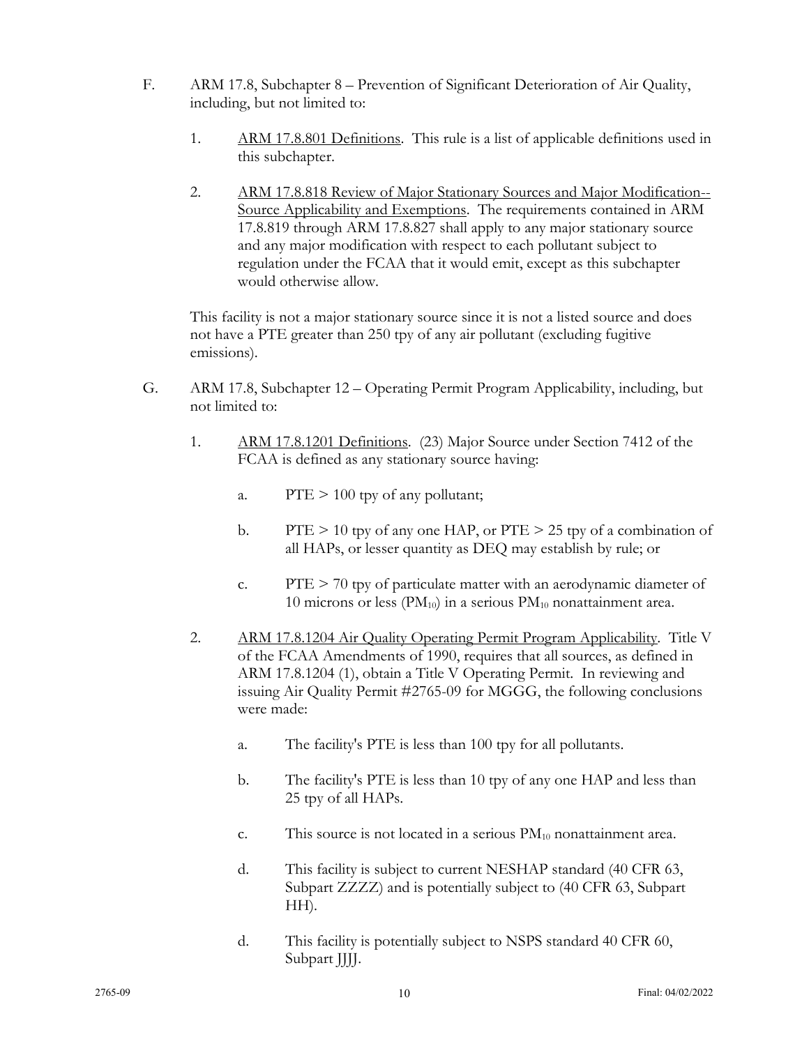F. ARM 17.8, Subchapter 8 – Prevention of Significant Deterioration of Air Quality, including, but not limited to:

1. ARM 17.8.801 Definitions. This rule is a list of applicable definitions used in this subchapter.

2. ARM 17.8.818 Review of Major Stationary Sources and Major Modification--Source Applicability and Exemptions. The requirements contained in ARM 17.8.819 through ARM 17.8.827 shall apply to any major stationary source and any major modification with respect to each pollutant subject to regulation under the FCAA that it would emit, except as this subchapter would otherwise allow.

   This facility is not a major stationary source since it is not a listed source and does not have a PTE greater than 250 tpy of any air pollutant (excluding fugitive emissions).

G. ARM 17.8, Subchapter 12 – Operating Permit Program Applicability, including, but not limited to:

1. ARM 17.8.1201 Definitions. (23) Major Source under Section 7412 of the FCAA is defined as any stationary source having:

   a. PTE > 100 tpy of any pollutant;

   b. PTE > 10 tpy of any one HAP, or PTE > 25 tpy of a combination of all HAPs, or lesser quantity as DEQ may establish by rule; or

   c. PTE > 70 tpy of particulate matter with an aerodynamic diameter of 10 microns or less ($PM_{10}$) in a serious $PM_{10}$ nonattainment area.

2. ARM 17.8.1204 Air Quality Operating Permit Program Applicability. Title V of the FCAA Amendments of 1990, requires that all sources, as defined in ARM 17.8.1204 (1), obtain a Title V Operating Permit. In reviewing and issuing Air Quality Permit #2765-09 for MGGG, the following conclusions were made:

   a. The facility's PTE is less than 100 tpy for all pollutants.

   b. The facility's PTE is less than 10 tpy of any one HAP and less than 25 tpy of all HAPs.

   c. This source is not located in a serious $PM_{10}$ nonattainment area.

   d. This facility is subject to current NESHAP standard (40 CFR 63, Subpart ZZZZ) and is potentially subject to (40 CFR 63, Subpart HH).

   d. This facility is potentially subject to NSPS standard 40 CFR 60, Subpart JJJJ.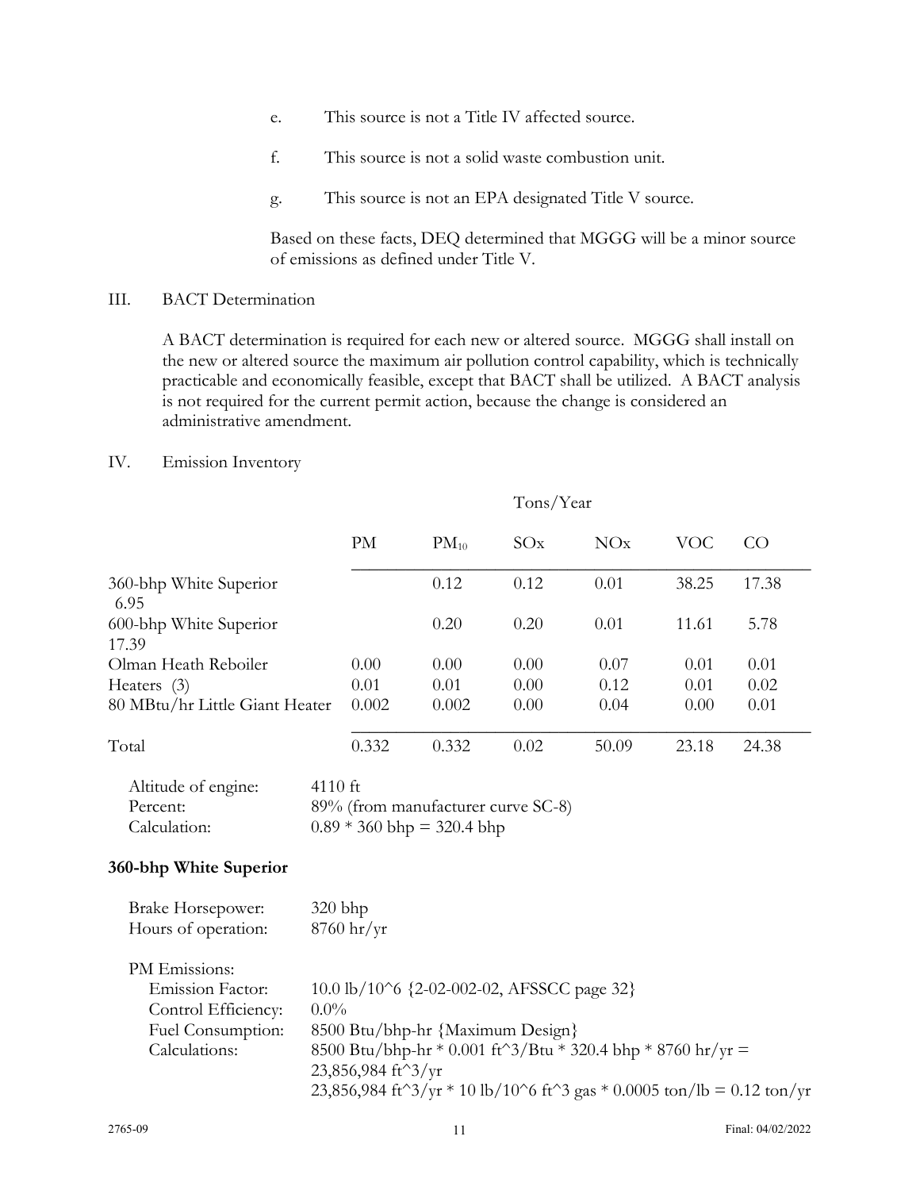e. This source is not a Title IV affected source.

f. This source is not a solid waste combustion unit.

g. This source is not an EPA designated Title V source.

Based on these facts, DEQ determined that MGGG will be a minor source of emissions as defined under Title V.

## III. BACT Determination

A BACT determination is required for each new or altered source. MGGG shall install on the new or altered source the maximum air pollution control capability, which is technically practicable and economically feasible, except that BACT shall be utilized. A BACT analysis is not required for the current permit action, because the change is considered an administrative amendment.

## IV. Emission Inventory

| | Tons/Year | | | | | |
|---|---|---|---|---|---|---|
| | PM | $PM_{10}$ | SOx | NOx | VOC | CO |
| 360-bhp White Superior 6.95 | | 0.12 | 0.12 | 0.01 | 38.25 | 17.38 |
| 600-bhp White Superior 17.39 | | 0.20 | 0.20 | 0.01 | 11.61 | 5.78 |
| Olman Heath Reboiler | 0.00 | 0.00 | 0.00 | 0.07 | 0.01 | 0.01 |
| Heaters (3) | 0.01 | 0.01 | 0.00 | 0.12 | 0.01 | 0.02 |
| 80 MBtu/hr Little Giant Heater | 0.002 | 0.002 | 0.00 | 0.04 | 0.00 | 0.01 |
| Total | 0.332 | 0.332 | 0.02 | 50.09 | 23.18 | 24.38 |

Altitude of engine: 4110 ft
Percent: 89% (from manufacturer curve SC-8)
Calculation: 0.89 * 360 bhp = 320.4 bhp

### 360-bhp White Superior

Brake Horsepower: 320 bhp
Hours of operation: 8760 hr/yr

PM Emissions:
Emission Factor: 10.0 lb/10^6 {2-02-002-02, AFSSCC page 32}
Control Efficiency: 0.0%
Fuel Consumption: 8500 Btu/bhp-hr {Maximum Design}
Calculations: 8500 Btu/bhp-hr * 0.001 ft^3/Btu * 320.4 bhp * 8760 hr/yr = 23,856,984 ft^3/yr
23,856,984 ft^3/yr * 10 lb/10^6 ft^3 gas * 0.0005 ton/lb = 0.12 ton/yr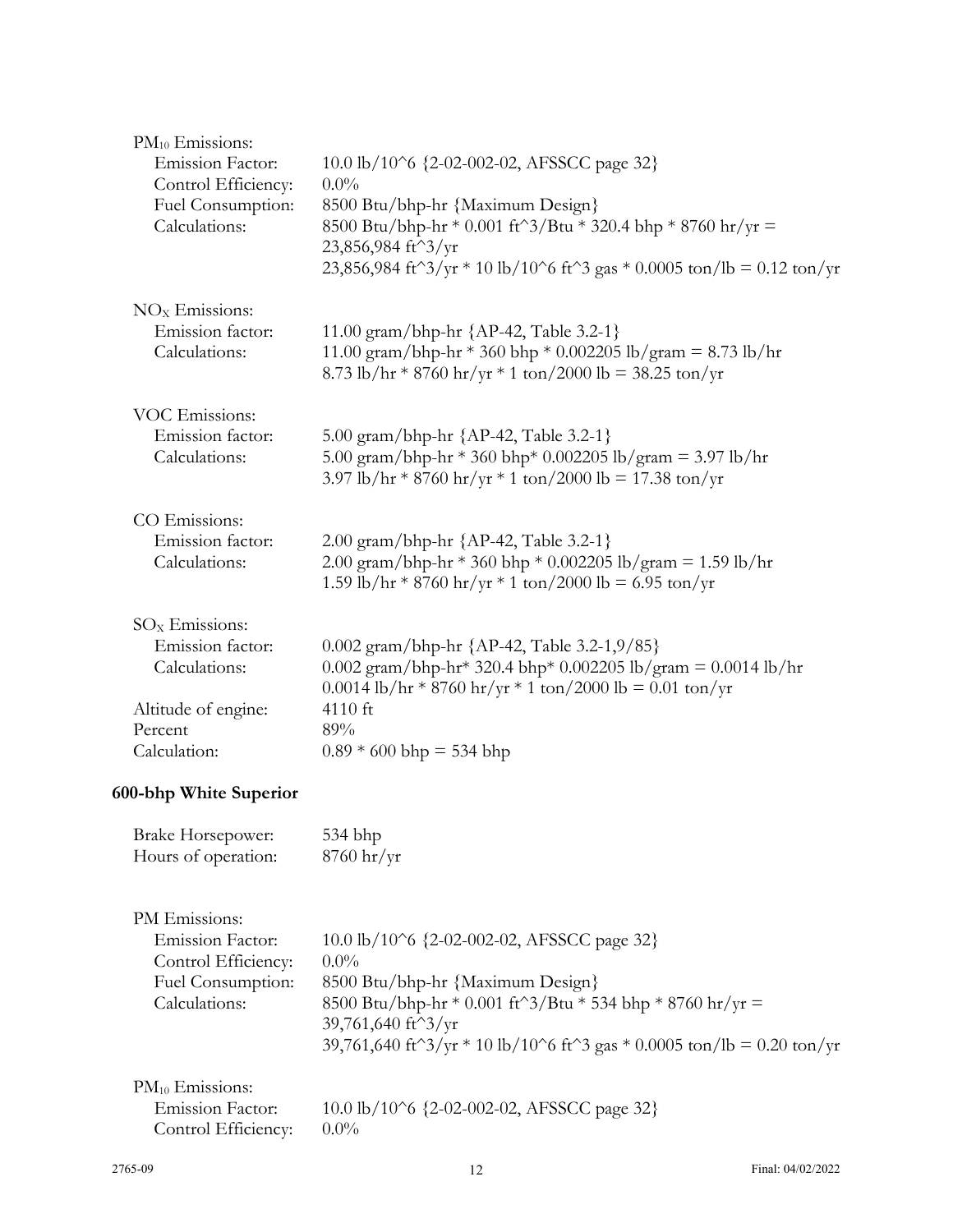$PM_{10}$ Emissions:

| | |
|---|---|
| Emission Factor: | 10.0 lb/10^6 {2-02-002-02, AFSSCC page 32} |
| Control Efficiency: | 0.0% |
| Fuel Consumption: | 8500 Btu/bhp-hr {Maximum Design} |
| Calculations: | 8500 Btu/bhp-hr * 0.001 ft^3/Btu * 320.4 bhp * 8760 hr/yr = 23,856,984 ft^3/yr |
| | 23,856,984 ft^3/yr * 10 lb/10^6 ft^3 gas * 0.0005 ton/lb = 0.12 ton/yr |

$NO_X$ Emissions:

| | |
|---|---|
| Emission factor: | 11.00 gram/bhp-hr {AP-42, Table 3.2-1} |
| Calculations: | 11.00 gram/bhp-hr * 360 bhp * 0.002205 lb/gram = 8.73 lb/hr |
| | 8.73 lb/hr * 8760 hr/yr * 1 ton/2000 lb = 38.25 ton/yr |

VOC Emissions:

| | |
|---|---|
| Emission factor: | 5.00 gram/bhp-hr {AP-42, Table 3.2-1} |
| Calculations: | 5.00 gram/bhp-hr * 360 bhp* 0.002205 lb/gram = 3.97 lb/hr |
| | 3.97 lb/hr * 8760 hr/yr * 1 ton/2000 lb = 17.38 ton/yr |

CO Emissions:

| | |
|---|---|
| Emission factor: | 2.00 gram/bhp-hr {AP-42, Table 3.2-1} |
| Calculations: | 2.00 gram/bhp-hr * 360 bhp * 0.002205 lb/gram = 1.59 lb/hr |
| | 1.59 lb/hr * 8760 hr/yr * 1 ton/2000 lb = 6.95 ton/yr |

$SO_X$ Emissions:

| | |
|---|---|
| Emission factor: | 0.002 gram/bhp-hr {AP-42, Table 3.2-1,9/85} |
| Calculations: | 0.002 gram/bhp-hr* 320.4 bhp* 0.002205 lb/gram = 0.0014 lb/hr |
| | 0.0014 lb/hr * 8760 hr/yr * 1 ton/2000 lb = 0.01 ton/yr |
| Altitude of engine: | 4110 ft |
| Percent | 89% |
| Calculation: | 0.89 * 600 bhp = 534 bhp |

## 600-bhp White Superior

| | |
|---|---|
| Brake Horsepower: | 534 bhp |
| Hours of operation: | 8760 hr/yr |

PM Emissions:

| | |
|---|---|
| Emission Factor: | 10.0 lb/10^6 {2-02-002-02, AFSSCC page 32} |
| Control Efficiency: | 0.0% |
| Fuel Consumption: | 8500 Btu/bhp-hr {Maximum Design} |
| Calculations: | 8500 Btu/bhp-hr * 0.001 ft^3/Btu * 534 bhp * 8760 hr/yr = 39,761,640 ft^3/yr |
| | 39,761,640 ft^3/yr * 10 lb/10^6 ft^3 gas * 0.0005 ton/lb = 0.20 ton/yr |

$PM_{10}$ Emissions:

| | |
|---|---|
| Emission Factor: | 10.0 lb/10^6 {2-02-002-02, AFSSCC page 32} |
| Control Efficiency: | 0.0% |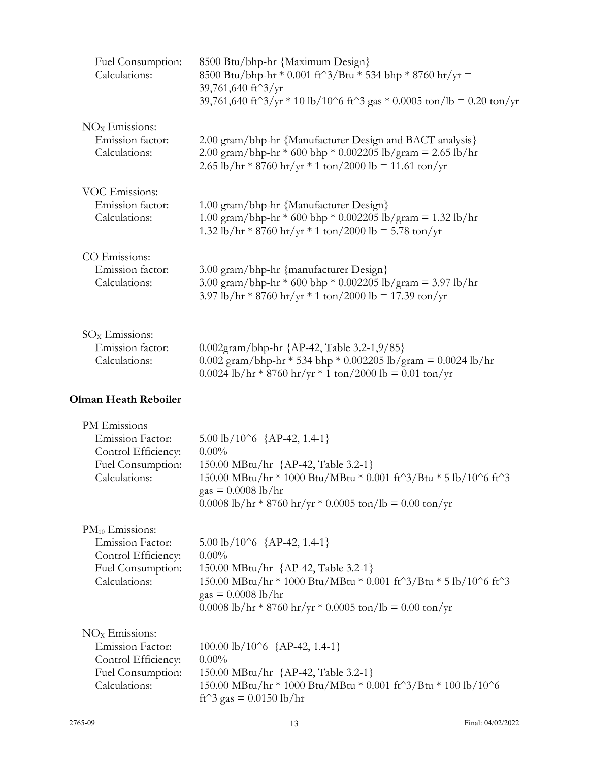| | |
|---|---|
| Fuel Consumption: | 8500 Btu/bhp-hr {Maximum Design} |
| Calculations: | 8500 Btu/bhp-hr * 0.001 ft^3/Btu * 534 bhp * 8760 hr/yr = 39,761,640 ft^3/yr |
| | 39,761,640 ft^3/yr * 10 lb/10^6 ft^3 gas * 0.0005 ton/lb = 0.20 ton/yr |

$NO_X$ Emissions:

| | |
|---|---|
| Emission factor: | 2.00 gram/bhp-hr {Manufacturer Design and BACT analysis} |
| Calculations: | 2.00 gram/bhp-hr * 600 bhp * 0.002205 lb/gram = 2.65 lb/hr |
| | 2.65 lb/hr * 8760 hr/yr * 1 ton/2000 lb = 11.61 ton/yr |

VOC Emissions:

| | |
|---|---|
| Emission factor: | 1.00 gram/bhp-hr {Manufacturer Design} |
| Calculations: | 1.00 gram/bhp-hr * 600 bhp * 0.002205 lb/gram = 1.32 lb/hr |
| | 1.32 lb/hr * 8760 hr/yr * 1 ton/2000 lb = 5.78 ton/yr |

CO Emissions:

| | |
|---|---|
| Emission factor: | 3.00 gram/bhp-hr {manufacturer Design} |
| Calculations: | 3.00 gram/bhp-hr * 600 bhp * 0.002205 lb/gram = 3.97 lb/hr |
| | 3.97 lb/hr * 8760 hr/yr * 1 ton/2000 lb = 17.39 ton/yr |

$SO_X$ Emissions:

| | |
|---|---|
| Emission factor: | 0.002gram/bhp-hr {AP-42, Table 3.2-1,9/85} |
| Calculations: | 0.002 gram/bhp-hr * 534 bhp * 0.002205 lb/gram = 0.0024 lb/hr |
| | 0.0024 lb/hr * 8760 hr/yr * 1 ton/2000 lb = 0.01 ton/yr |

**Olman Heath Reboiler**

PM Emissions

| | |
|---|---|
| Emission Factor: | 5.00 lb/10^6 {AP-42, 1.4-1} |
| Control Efficiency: | 0.00% |
| Fuel Consumption: | 150.00 MBtu/hr {AP-42, Table 3.2-1} |
| Calculations: | 150.00 MBtu/hr * 1000 Btu/MBtu * 0.001 ft^3/Btu * 5 lb/10^6 ft^3 gas = 0.0008 lb/hr |
| | 0.0008 lb/hr * 8760 hr/yr * 0.0005 ton/lb = 0.00 ton/yr |

$PM_{10}$ Emissions:

| | |
|---|---|
| Emission Factor: | 5.00 lb/10^6 {AP-42, 1.4-1} |
| Control Efficiency: | 0.00% |
| Fuel Consumption: | 150.00 MBtu/hr {AP-42, Table 3.2-1} |
| Calculations: | 150.00 MBtu/hr * 1000 Btu/MBtu * 0.001 ft^3/Btu * 5 lb/10^6 ft^3 gas = 0.0008 lb/hr |
| | 0.0008 lb/hr * 8760 hr/yr * 0.0005 ton/lb = 0.00 ton/yr |

$NO_X$ Emissions:

| | |
|---|---|
| Emission Factor: | 100.00 lb/10^6 {AP-42, 1.4-1} |
| Control Efficiency: | 0.00% |
| Fuel Consumption: | 150.00 MBtu/hr {AP-42, Table 3.2-1} |
| Calculations: | 150.00 MBtu/hr * 1000 Btu/MBtu * 0.001 ft^3/Btu * 100 lb/10^6 ft^3 gas = 0.0150 lb/hr |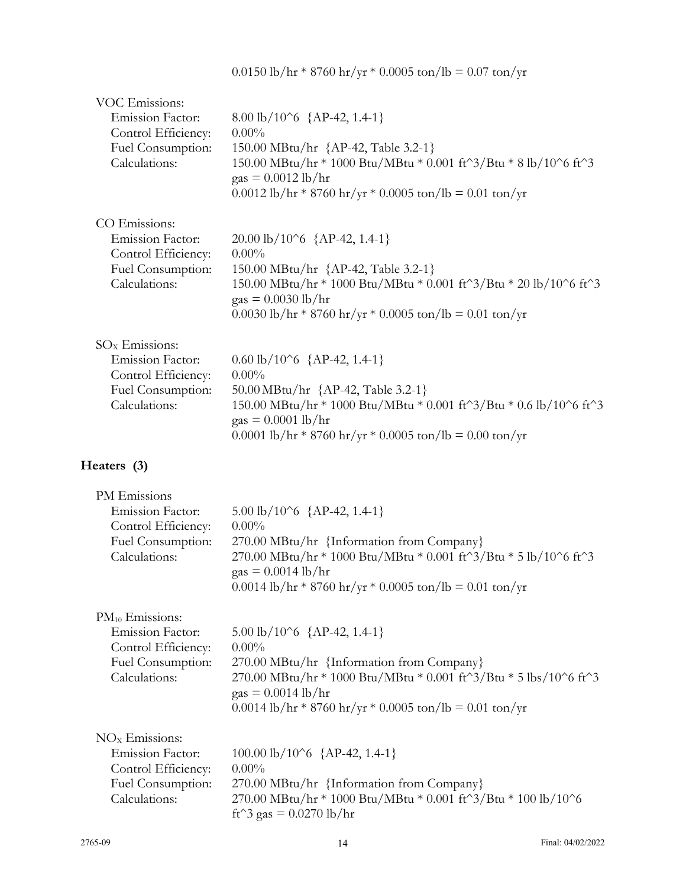0.0150 lb/hr * 8760 hr/yr * 0.0005 ton/lb = 0.07 ton/yr

VOC Emissions:

| | |
|---|---|
| Emission Factor: | 8.00 lb/10^6 {AP-42, 1.4-1} |
| Control Efficiency: | 0.00% |
| Fuel Consumption: | 150.00 MBtu/hr {AP-42, Table 3.2-1} |
| Calculations: | 150.00 MBtu/hr * 1000 Btu/MBtu * 0.001 ft^3/Btu * 8 lb/10^6 ft^3 gas = 0.0012 lb/hr |
| | 0.0012 lb/hr * 8760 hr/yr * 0.0005 ton/lb = 0.01 ton/yr |

CO Emissions:

| | |
|---|---|
| Emission Factor: | 20.00 lb/10^6 {AP-42, 1.4-1} |
| Control Efficiency: | 0.00% |
| Fuel Consumption: | 150.00 MBtu/hr {AP-42, Table 3.2-1} |
| Calculations: | 150.00 MBtu/hr * 1000 Btu/MBtu * 0.001 ft^3/Btu * 20 lb/10^6 ft^3 gas = 0.0030 lb/hr |
| | 0.0030 lb/hr * 8760 hr/yr * 0.0005 ton/lb = 0.01 ton/yr |

$SO_X$ Emissions:

| | |
|---|---|
| Emission Factor: | 0.60 lb/10^6 {AP-42, 1.4-1} |
| Control Efficiency: | 0.00% |
| Fuel Consumption: | 50.00 MBtu/hr {AP-42, Table 3.2-1} |
| Calculations: | 150.00 MBtu/hr * 1000 Btu/MBtu * 0.001 ft^3/Btu * 0.6 lb/10^6 ft^3 gas = 0.0001 lb/hr |
| | 0.0001 lb/hr * 8760 hr/yr * 0.0005 ton/lb = 0.00 ton/yr |

## Heaters (3)

PM Emissions

| | |
|---|---|
| Emission Factor: | 5.00 lb/10^6 {AP-42, 1.4-1} |
| Control Efficiency: | 0.00% |
| Fuel Consumption: | 270.00 MBtu/hr {Information from Company} |
| Calculations: | 270.00 MBtu/hr * 1000 Btu/MBtu * 0.001 ft^3/Btu * 5 lb/10^6 ft^3 gas = 0.0014 lb/hr |
| | 0.0014 lb/hr * 8760 hr/yr * 0.0005 ton/lb = 0.01 ton/yr |

$PM_{10}$ Emissions:

| | |
|---|---|
| Emission Factor: | 5.00 lb/10^6 {AP-42, 1.4-1} |
| Control Efficiency: | 0.00% |
| Fuel Consumption: | 270.00 MBtu/hr {Information from Company} |
| Calculations: | 270.00 MBtu/hr * 1000 Btu/MBtu * 0.001 ft^3/Btu * 5 lbs/10^6 ft^3 gas = 0.0014 lb/hr |
| | 0.0014 lb/hr * 8760 hr/yr * 0.0005 ton/lb = 0.01 ton/yr |

$NO_X$ Emissions:

| | |
|---|---|
| Emission Factor: | 100.00 lb/10^6 {AP-42, 1.4-1} |
| Control Efficiency: | 0.00% |
| Fuel Consumption: | 270.00 MBtu/hr {Information from Company} |
| Calculations: | 270.00 MBtu/hr * 1000 Btu/MBtu * 0.001 ft^3/Btu * 100 lb/10^6 ft^3 gas = 0.0270 lb/hr |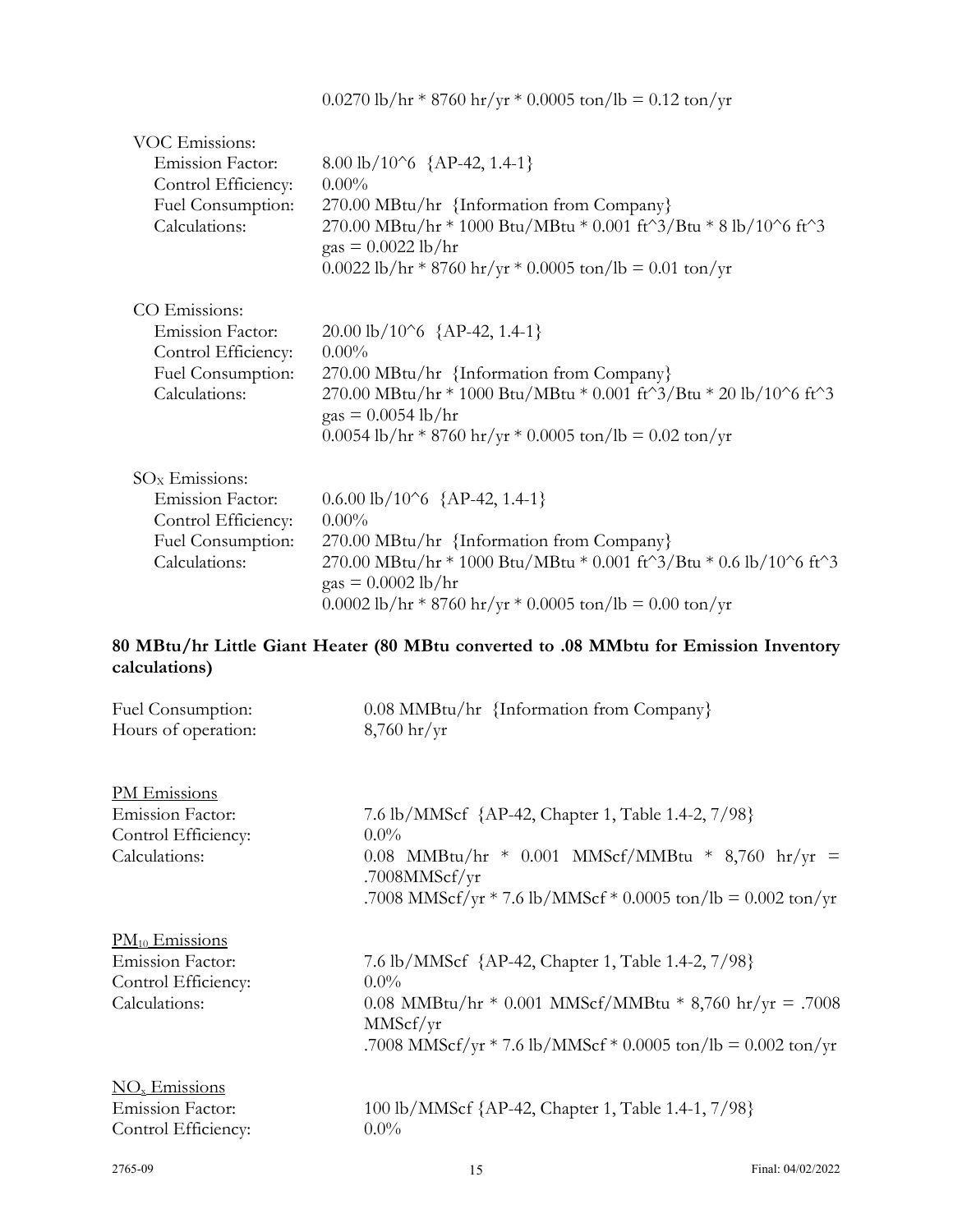0.0270 lb/hr * 8760 hr/yr * 0.0005 ton/lb = 0.12 ton/yr

VOC Emissions:

| | |
|---|---|
| Emission Factor: | 8.00 lb/10^6 {AP-42, 1.4-1} |
| Control Efficiency: | 0.00% |
| Fuel Consumption: | 270.00 MBtu/hr {Information from Company} |
| Calculations: | 270.00 MBtu/hr * 1000 Btu/MBtu * 0.001 ft^3/Btu * 8 lb/10^6 ft^3 gas = 0.0022 lb/hr<br>0.0022 lb/hr * 8760 hr/yr * 0.0005 ton/lb = 0.01 ton/yr |

CO Emissions:

| | |
|---|---|
| Emission Factor: | 20.00 lb/10^6 {AP-42, 1.4-1} |
| Control Efficiency: | 0.00% |
| Fuel Consumption: | 270.00 MBtu/hr {Information from Company} |
| Calculations: | 270.00 MBtu/hr * 1000 Btu/MBtu * 0.001 ft^3/Btu * 20 lb/10^6 ft^3 gas = 0.0054 lb/hr<br>0.0054 lb/hr * 8760 hr/yr * 0.0005 ton/lb = 0.02 ton/yr |

$SO_X$ Emissions:

| | |
|---|---|
| Emission Factor: | 0.6.00 lb/10^6 {AP-42, 1.4-1} |
| Control Efficiency: | 0.00% |
| Fuel Consumption: | 270.00 MBtu/hr {Information from Company} |
| Calculations: | 270.00 MBtu/hr * 1000 Btu/MBtu * 0.001 ft^3/Btu * 0.6 lb/10^6 ft^3 gas = 0.0002 lb/hr<br>0.0002 lb/hr * 8760 hr/yr * 0.0005 ton/lb = 0.00 ton/yr |

**80 MBtu/hr Little Giant Heater (80 MBtu converted to .08 MMbtu for Emission Inventory calculations)**

| | |
|---|---|
| Fuel Consumption: | 0.08 MMBtu/hr {Information from Company} |
| Hours of operation: | 8,760 hr/yr |

PM Emissions

| | |
|---|---|
| Emission Factor: | 7.6 lb/MMScf {AP-42, Chapter 1, Table 1.4-2, 7/98} |
| Control Efficiency: | 0.0% |
| Calculations: | 0.08 MMBtu/hr * 0.001 MMScf/MMBtu * 8,760 hr/yr = .7008MMScf/yr<br>.7008 MMScf/yr * 7.6 lb/MMScf * 0.0005 ton/lb = 0.002 ton/yr |

$PM_{10}$ Emissions

| | |
|---|---|
| Emission Factor: | 7.6 lb/MMScf {AP-42, Chapter 1, Table 1.4-2, 7/98} |
| Control Efficiency: | 0.0% |
| Calculations: | 0.08 MMBtu/hr * 0.001 MMScf/MMBtu * 8,760 hr/yr = .7008 MMScf/yr<br>.7008 MMScf/yr * 7.6 lb/MMScf * 0.0005 ton/lb = 0.002 ton/yr |

$NO_x$ Emissions

| | |
|---|---|
| Emission Factor: | 100 lb/MMScf {AP-42, Chapter 1, Table 1.4-1, 7/98} |
| Control Efficiency: | 0.0% |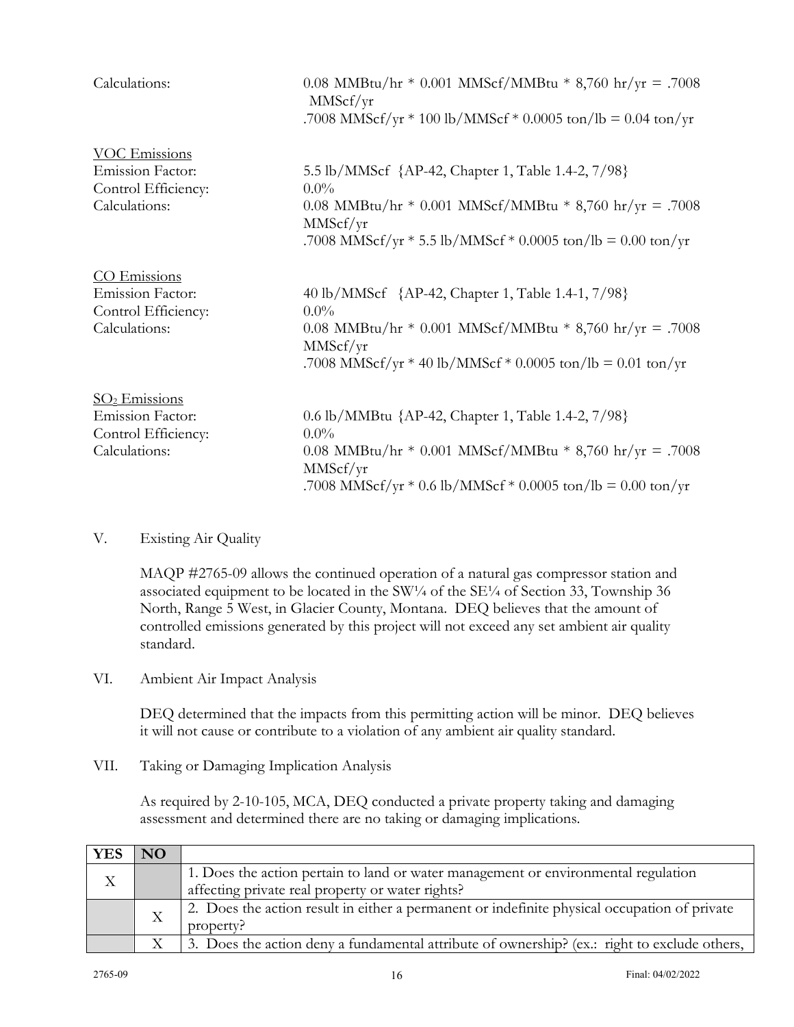Calculations: 0.08 MMBtu/hr * 0.001 MMScf/MMBtu * 8,760 hr/yr = .7008 MMScf/yr
.7008 MMScf/yr * 100 lb/MMScf * 0.0005 ton/lb = 0.04 ton/yr

VOC Emissions
Emission Factor: 5.5 lb/MMScf {AP-42, Chapter 1, Table 1.4-2, 7/98}
Control Efficiency: 0.0%
Calculations: 0.08 MMBtu/hr * 0.001 MMScf/MMBtu * 8,760 hr/yr = .7008 MMScf/yr
.7008 MMScf/yr * 5.5 lb/MMScf * 0.0005 ton/lb = 0.00 ton/yr

CO Emissions
Emission Factor: 40 lb/MMScf {AP-42, Chapter 1, Table 1.4-1, 7/98}
Control Efficiency: 0.0%
Calculations: 0.08 MMBtu/hr * 0.001 MMScf/MMBtu * 8,760 hr/yr = .7008 MMScf/yr
.7008 MMScf/yr * 40 lb/MMScf * 0.0005 ton/lb = 0.01 ton/yr

$SO_2$ Emissions
Emission Factor: 0.6 lb/MMBtu {AP-42, Chapter 1, Table 1.4-2, 7/98}
Control Efficiency: 0.0%
Calculations: 0.08 MMBtu/hr * 0.001 MMScf/MMBtu * 8,760 hr/yr = .7008 MMScf/yr
.7008 MMScf/yr * 0.6 lb/MMScf * 0.0005 ton/lb = 0.00 ton/yr

V. Existing Air Quality

MAQP #2765-09 allows the continued operation of a natural gas compressor station and associated equipment to be located in the SW¼ of the SE¼ of Section 33, Township 36 North, Range 5 West, in Glacier County, Montana. DEQ believes that the amount of controlled emissions generated by this project will not exceed any set ambient air quality standard.

VI. Ambient Air Impact Analysis

DEQ determined that the impacts from this permitting action will be minor. DEQ believes it will not cause or contribute to a violation of any ambient air quality standard.

VII. Taking or Damaging Implication Analysis

As required by 2-10-105, MCA, DEQ conducted a private property taking and damaging assessment and determined there are no taking or damaging implications.

| YES | NO | |
|---|---|---|
| X | | 1. Does the action pertain to land or water management or environmental regulation affecting private real property or water rights? |
| | X | 2. Does the action result in either a permanent or indefinite physical occupation of private property? |
| | X | 3. Does the action deny a fundamental attribute of ownership? (ex.: right to exclude others, |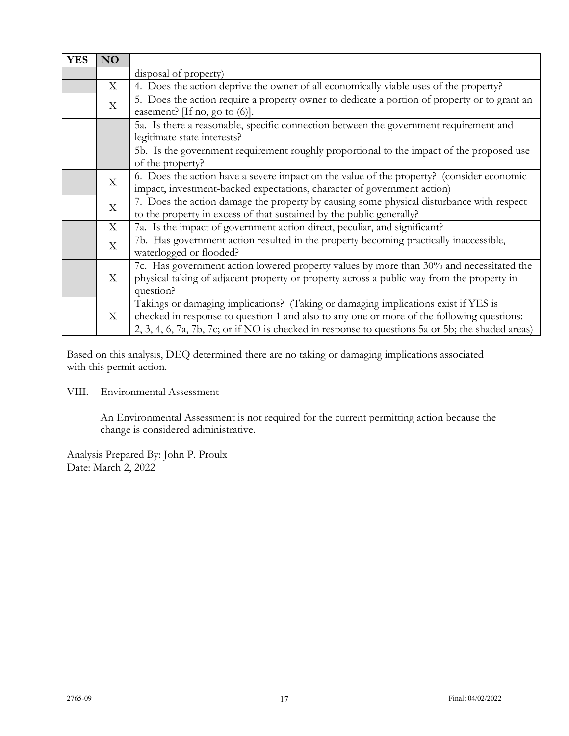| YES | NO | |
|---|---|---|
| | | disposal of property) |
| | X | 4. Does the action deprive the owner of all economically viable uses of the property? |
| | X | 5. Does the action require a property owner to dedicate a portion of property or to grant an easement? [If no, go to (6)]. |
| | | 5a. Is there a reasonable, specific connection between the government requirement and legitimate state interests? |
| | | 5b. Is the government requirement roughly proportional to the impact of the proposed use of the property? |
| | X | 6. Does the action have a severe impact on the value of the property? (consider economic impact, investment-backed expectations, character of government action) |
| | X | 7. Does the action damage the property by causing some physical disturbance with respect to the property in excess of that sustained by the public generally? |
| | X | 7a. Is the impact of government action direct, peculiar, and significant? |
| | X | 7b. Has government action resulted in the property becoming practically inaccessible, waterlogged or flooded? |
| | X | 7c. Has government action lowered property values by more than 30% and necessitated the physical taking of adjacent property or property across a public way from the property in question? |
| | X | Takings or damaging implications? (Taking or damaging implications exist if YES is checked in response to question 1 and also to any one or more of the following questions: 2, 3, 4, 6, 7a, 7b, 7c; or if NO is checked in response to questions 5a or 5b; the shaded areas) |

Based on this analysis, DEQ determined there are no taking or damaging implications associated with this permit action.

VIII. Environmental Assessment

An Environmental Assessment is not required for the current permitting action because the change is considered administrative.

Analysis Prepared By: John P. Proulx
Date: March 2, 2022